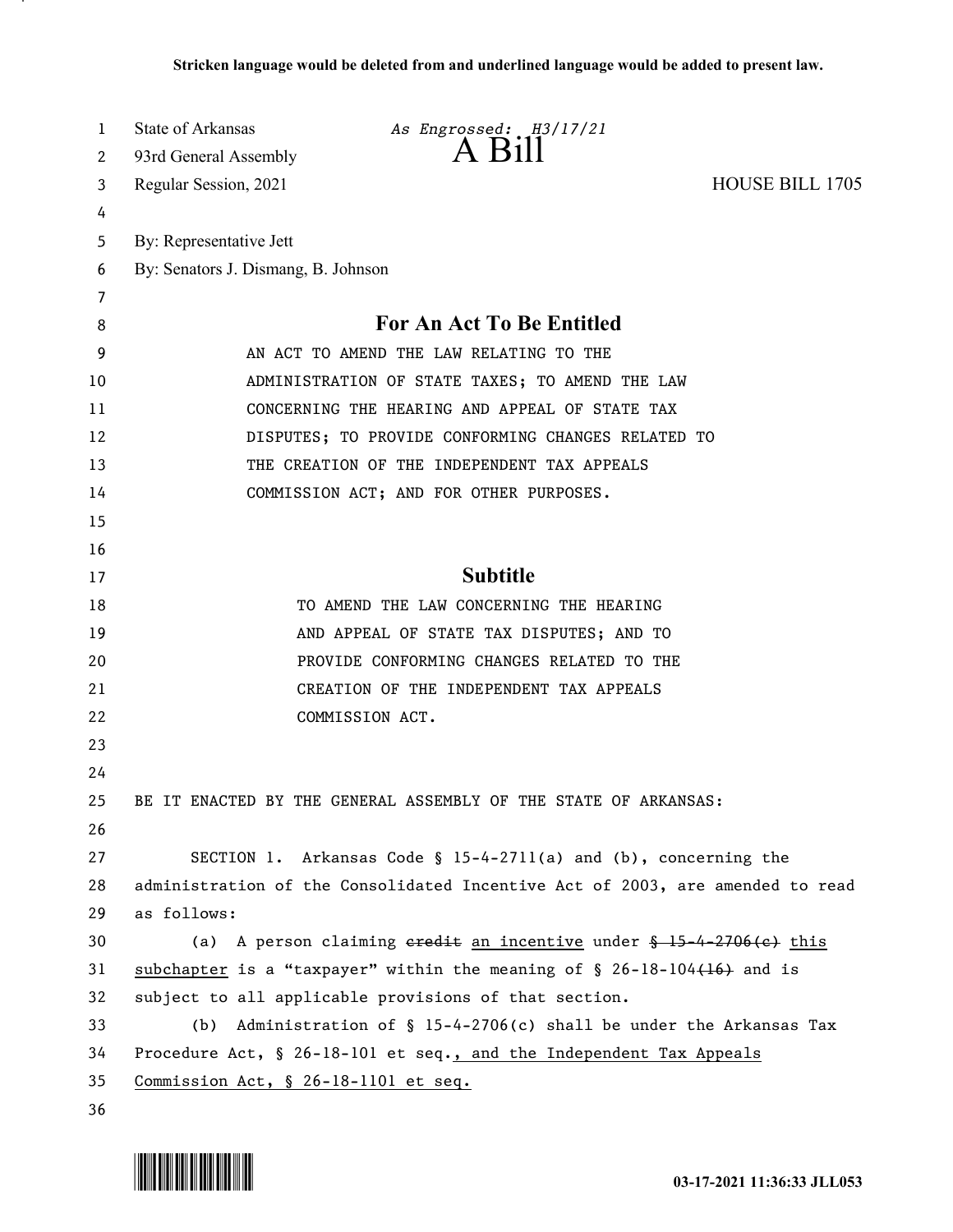Stricken language would be deleted from and underlined language would be added to present law.

State of Arkansas — *As Engrossed: H3/17/21*
93rd General Assembly
Regular Session, 2021

# A Bill

HOUSE BILL 1705

By: Representative Jett
By: Senators J. Dismang, B. Johnson

## For An Act To Be Entitled

AN ACT TO AMEND THE LAW RELATING TO THE ADMINISTRATION OF STATE TAXES; TO AMEND THE LAW CONCERNING THE HEARING AND APPEAL OF STATE TAX DISPUTES; TO PROVIDE CONFORMING CHANGES RELATED TO THE CREATION OF THE INDEPENDENT TAX APPEALS COMMISSION ACT; AND FOR OTHER PURPOSES.

## Subtitle

TO AMEND THE LAW CONCERNING THE HEARING AND APPEAL OF STATE TAX DISPUTES; AND TO PROVIDE CONFORMING CHANGES RELATED TO THE CREATION OF THE INDEPENDENT TAX APPEALS COMMISSION ACT.

BE IT ENACTED BY THE GENERAL ASSEMBLY OF THE STATE OF ARKANSAS:

SECTION 1. Arkansas Code § 15-4-2711(a) and (b), concerning the administration of the Consolidated Incentive Act of 2003, are amended to read as follows:

(a) A person claiming ~~credit~~ <u>an incentive</u> under ~~§ 15-4-2706(c)~~ <u>this subchapter</u> is a "taxpayer" within the meaning of § 26-18-104~~(16)~~ and is subject to all applicable provisions of that section.

(b) Administration of § 15-4-2706(c) shall be under the Arkansas Tax Procedure Act, § 26-18-101 et seq.<u>, and the Independent Tax Appeals Commission Act, § 26-18-1101 et seq.</u>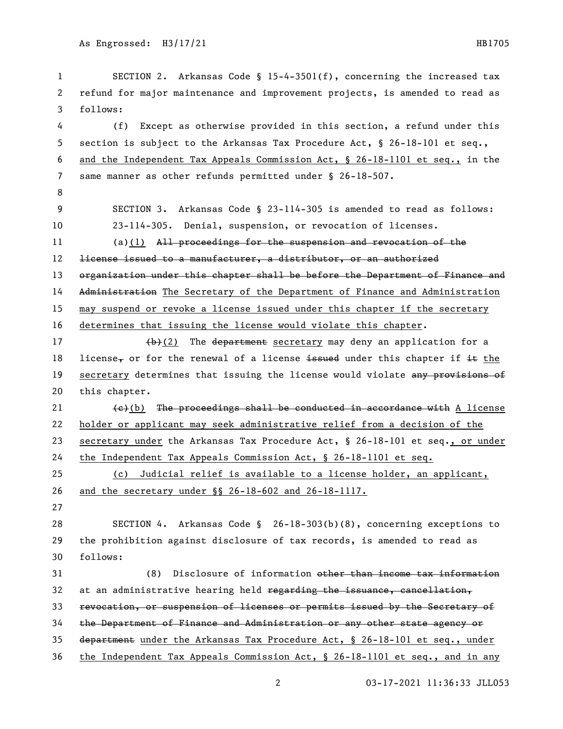SECTION 2. Arkansas Code § 15-4-3501(f), concerning the increased tax refund for major maintenance and improvement projects, is amended to read as follows:

(f) Except as otherwise provided in this section, a refund under this section is subject to the Arkansas Tax Procedure Act, § 26-18-101 et seq., and the Independent Tax Appeals Commission Act, § 26-18-1101 et seq., in the same manner as other refunds permitted under § 26-18-507.

SECTION 3. Arkansas Code § 23-114-305 is amended to read as follows:

23-114-305. Denial, suspension, or revocation of licenses.

(a)(1) ~~All proceedings for the suspension and revocation of the license issued to a manufacturer, a distributor, or an authorized organization under this chapter shall be before the Department of Finance and Administration~~ The Secretary of the Department of Finance and Administration may suspend or revoke a license issued under this chapter if the secretary determines that issuing the license would violate this chapter.

~~(b)~~(2) The ~~department~~ secretary may deny an application for a license~~,~~ or for the renewal of a license ~~issued~~ under this chapter if ~~it~~ the secretary determines that issuing the license would violate ~~any provisions of~~ this chapter.

~~(c)~~(b) ~~The proceedings shall be conducted in accordance with~~ A license holder or applicant may seek administrative relief from a decision of the secretary under the Arkansas Tax Procedure Act, § 26-18-101 et seq., or under the Independent Tax Appeals Commission Act, § 26-18-1101 et seq.

(c) Judicial relief is available to a license holder, an applicant, and the secretary under §§ 26-18-602 and 26-18-1117.

SECTION 4. Arkansas Code § 26-18-303(b)(8), concerning exceptions to the prohibition against disclosure of tax records, is amended to read as follows:

(8) Disclosure of information ~~other than income tax information~~ at an administrative hearing held ~~regarding the issuance, cancellation, revocation, or suspension of licenses or permits issued by the Secretary of the Department of Finance and Administration or any other state agency or department~~ under the Arkansas Tax Procedure Act, § 26-18-101 et seq., under the Independent Tax Appeals Commission Act, § 26-18-1101 et seq., and in any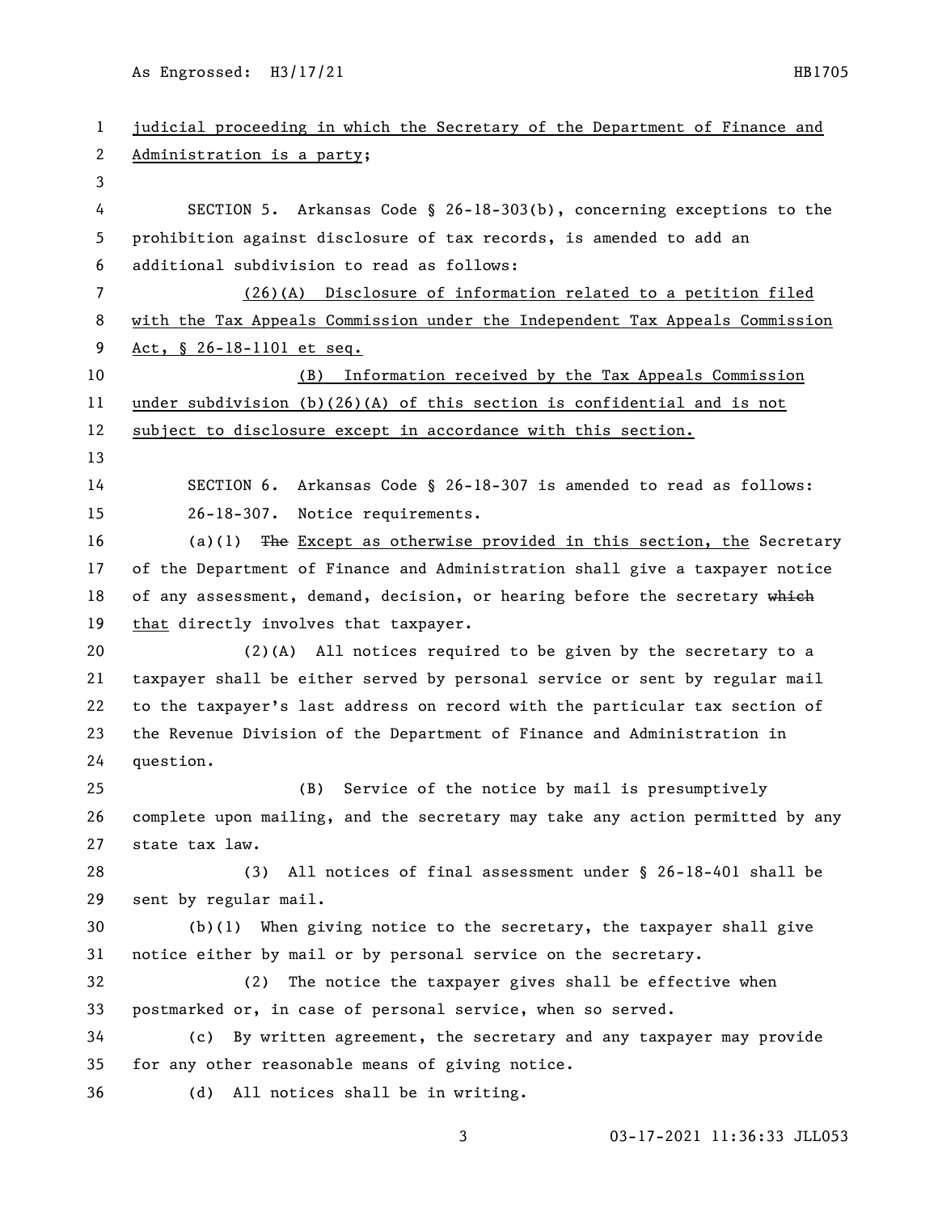judicial proceeding in which the Secretary of the Department of Finance and Administration is a party;

SECTION 5. Arkansas Code § 26-18-303(b), concerning exceptions to the prohibition against disclosure of tax records, is amended to add an additional subdivision to read as follows:

(26)(A) Disclosure of information related to a petition filed with the Tax Appeals Commission under the Independent Tax Appeals Commission Act, § 26-18-1101 et seq.

(B) Information received by the Tax Appeals Commission under subdivision (b)(26)(A) of this section is confidential and is not subject to disclosure except in accordance with this section.

SECTION 6. Arkansas Code § 26-18-307 is amended to read as follows:

26-18-307. Notice requirements.

(a)(1) ~~The~~ Except as otherwise provided in this section, the Secretary of the Department of Finance and Administration shall give a taxpayer notice of any assessment, demand, decision, or hearing before the secretary ~~which~~ that directly involves that taxpayer.

(2)(A) All notices required to be given by the secretary to a taxpayer shall be either served by personal service or sent by regular mail to the taxpayer's last address on record with the particular tax section of the Revenue Division of the Department of Finance and Administration in question.

(B) Service of the notice by mail is presumptively complete upon mailing, and the secretary may take any action permitted by any state tax law.

(3) All notices of final assessment under § 26-18-401 shall be sent by regular mail.

(b)(1) When giving notice to the secretary, the taxpayer shall give notice either by mail or by personal service on the secretary.

(2) The notice the taxpayer gives shall be effective when postmarked or, in case of personal service, when so served.

(c) By written agreement, the secretary and any taxpayer may provide for any other reasonable means of giving notice.

(d) All notices shall be in writing.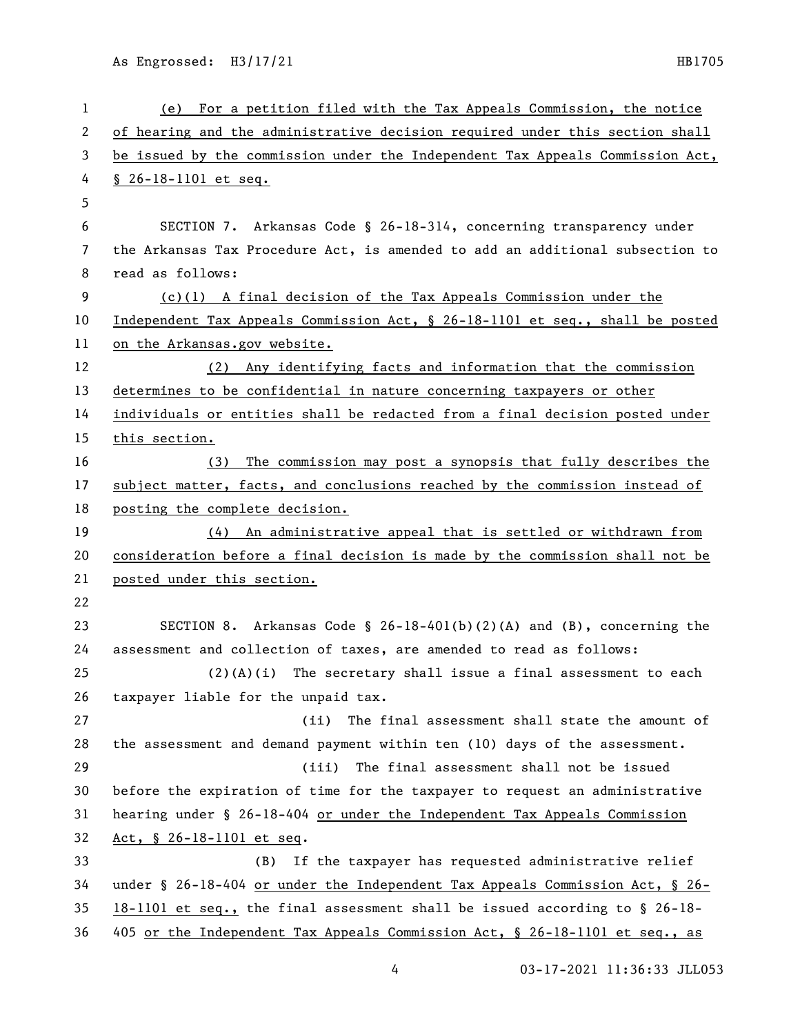(e) For a petition filed with the Tax Appeals Commission, the notice of hearing and the administrative decision required under this section shall be issued by the commission under the Independent Tax Appeals Commission Act, § 26-18-1101 et seq.

SECTION 7. Arkansas Code § 26-18-314, concerning transparency under the Arkansas Tax Procedure Act, is amended to add an additional subsection to read as follows:

(c)(1) A final decision of the Tax Appeals Commission under the Independent Tax Appeals Commission Act, § 26-18-1101 et seq., shall be posted on the Arkansas.gov website.

(2) Any identifying facts and information that the commission determines to be confidential in nature concerning taxpayers or other individuals or entities shall be redacted from a final decision posted under this section.

(3) The commission may post a synopsis that fully describes the subject matter, facts, and conclusions reached by the commission instead of posting the complete decision.

(4) An administrative appeal that is settled or withdrawn from consideration before a final decision is made by the commission shall not be posted under this section.

SECTION 8. Arkansas Code § 26-18-401(b)(2)(A) and (B), concerning the assessment and collection of taxes, are amended to read as follows:

(2)(A)(i) The secretary shall issue a final assessment to each taxpayer liable for the unpaid tax.

(ii) The final assessment shall state the amount of the assessment and demand payment within ten (10) days of the assessment.

(iii) The final assessment shall not be issued before the expiration of time for the taxpayer to request an administrative hearing under § 26-18-404 or under the Independent Tax Appeals Commission Act, § 26-18-1101 et seq.

(B) If the taxpayer has requested administrative relief under § 26-18-404 or under the Independent Tax Appeals Commission Act, § 26-18-1101 et seq., the final assessment shall be issued according to § 26-18-405 or the Independent Tax Appeals Commission Act, § 26-18-1101 et seq., as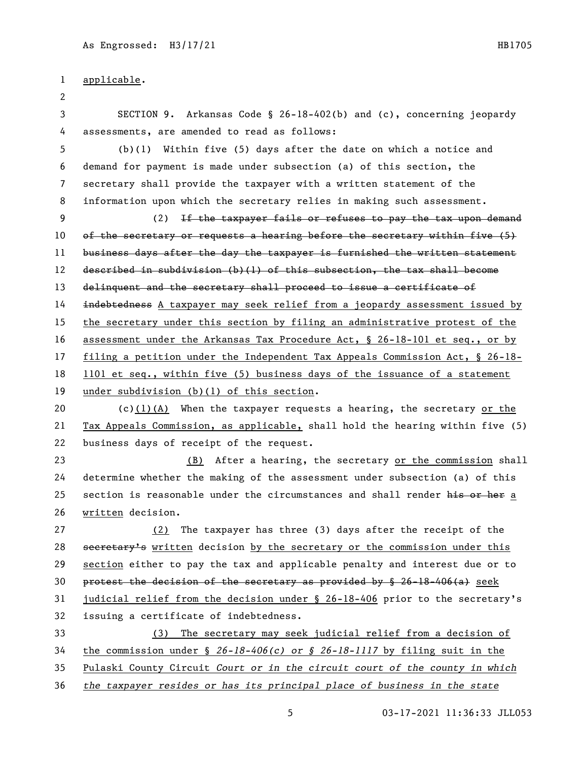applicable.

SECTION 9. Arkansas Code § 26-18-402(b) and (c), concerning jeopardy assessments, are amended to read as follows:

(b)(1) Within five (5) days after the date on which a notice and demand for payment is made under subsection (a) of this section, the secretary shall provide the taxpayer with a written statement of the information upon which the secretary relies in making such assessment.

(2) ~~If the taxpayer fails or refuses to pay the tax upon demand of the secretary or requests a hearing before the secretary within five (5) business days after the day the taxpayer is furnished the written statement described in subdivision (b)(1) of this subsection, the tax shall become delinquent and the secretary shall proceed to issue a certificate of indebtedness~~ A taxpayer may seek relief from a jeopardy assessment issued by the secretary under this section by filing an administrative protest of the assessment under the Arkansas Tax Procedure Act, § 26-18-101 et seq., or by filing a petition under the Independent Tax Appeals Commission Act, § 26-18-1101 et seq., within five (5) business days of the issuance of a statement under subdivision (b)(1) of this section.

(c)(1)(A) When the taxpayer requests a hearing, the secretary or the Tax Appeals Commission, as applicable, shall hold the hearing within five (5) business days of receipt of the request.

(B) After a hearing, the secretary or the commission shall determine whether the making of the assessment under subsection (a) of this section is reasonable under the circumstances and shall render ~~his or her~~ a written decision.

(2) The taxpayer has three (3) days after the receipt of the ~~secretary's~~ written decision by the secretary or the commission under this section either to pay the tax and applicable penalty and interest due or to ~~protest the decision of the secretary as provided by § 26-18-406(a)~~ seek judicial relief from the decision under § 26-18-406 prior to the secretary's issuing a certificate of indebtedness.

(3) The secretary may seek judicial relief from a decision of the commission under § *26-18-406(c) or § 26-18-1117* by filing suit in the Pulaski County Circuit *Court or in the circuit court of the county in which the taxpayer resides or has its principal place of business in the state*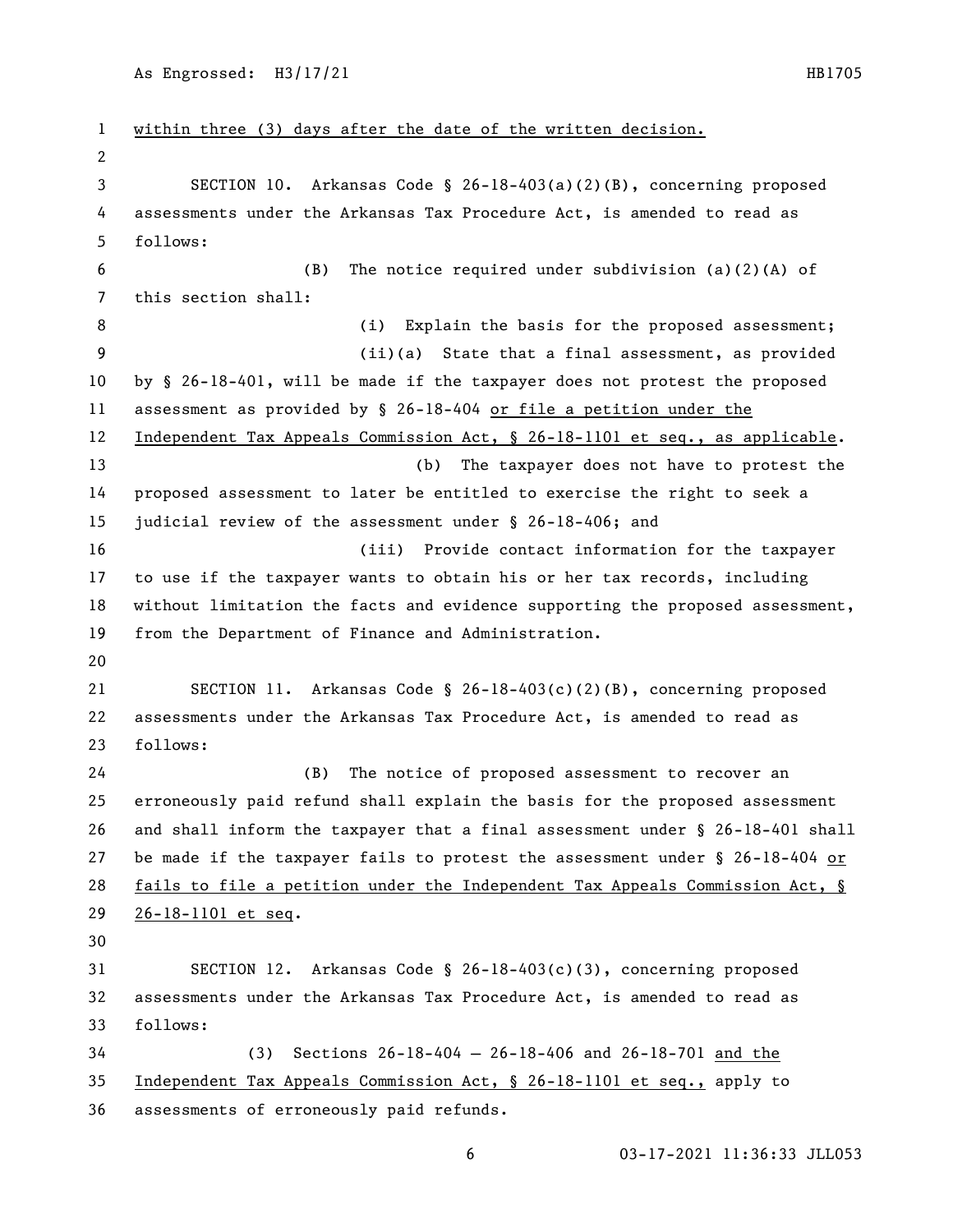within three (3) days after the date of the written decision.

SECTION 10. Arkansas Code § 26-18-403(a)(2)(B), concerning proposed assessments under the Arkansas Tax Procedure Act, is amended to read as follows:

(B) The notice required under subdivision (a)(2)(A) of this section shall:

(i) Explain the basis for the proposed assessment;

(ii)(a) State that a final assessment, as provided by § 26-18-401, will be made if the taxpayer does not protest the proposed assessment as provided by § 26-18-404 or file a petition under the Independent Tax Appeals Commission Act, § 26-18-1101 et seq., as applicable.

(b) The taxpayer does not have to protest the proposed assessment to later be entitled to exercise the right to seek a judicial review of the assessment under § 26-18-406; and

(iii) Provide contact information for the taxpayer to use if the taxpayer wants to obtain his or her tax records, including without limitation the facts and evidence supporting the proposed assessment, from the Department of Finance and Administration.

SECTION 11. Arkansas Code § 26-18-403(c)(2)(B), concerning proposed assessments under the Arkansas Tax Procedure Act, is amended to read as follows:

(B) The notice of proposed assessment to recover an erroneously paid refund shall explain the basis for the proposed assessment and shall inform the taxpayer that a final assessment under § 26-18-401 shall be made if the taxpayer fails to protest the assessment under § 26-18-404 or fails to file a petition under the Independent Tax Appeals Commission Act, § 26-18-1101 et seq.

SECTION 12. Arkansas Code § 26-18-403(c)(3), concerning proposed assessments under the Arkansas Tax Procedure Act, is amended to read as follows:

(3) Sections 26-18-404 — 26-18-406 and 26-18-701 and the Independent Tax Appeals Commission Act, § 26-18-1101 et seq., apply to assessments of erroneously paid refunds.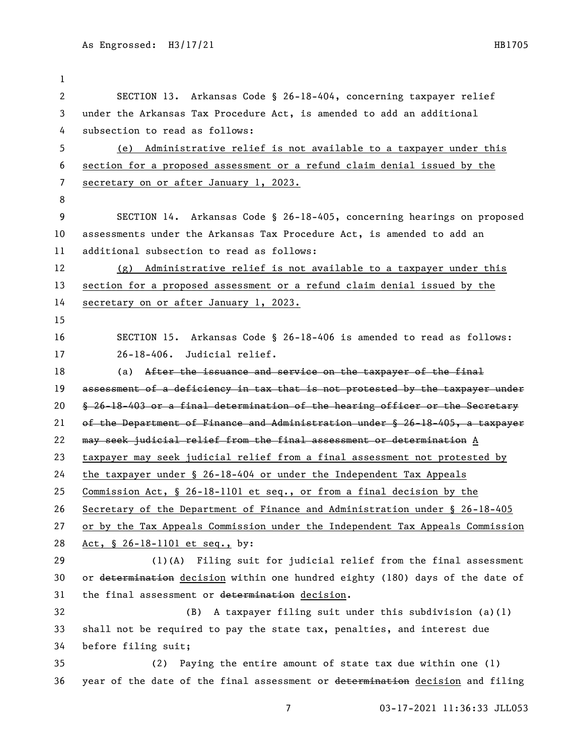SECTION 13. Arkansas Code § 26-18-404, concerning taxpayer relief under the Arkansas Tax Procedure Act, is amended to add an additional subsection to read as follows:

<u>(e) Administrative relief is not available to a taxpayer under this section for a proposed assessment or a refund claim denial issued by the secretary on or after January 1, 2023.</u>

SECTION 14. Arkansas Code § 26-18-405, concerning hearings on proposed assessments under the Arkansas Tax Procedure Act, is amended to add an additional subsection to read as follows:

<u>(g) Administrative relief is not available to a taxpayer under this section for a proposed assessment or a refund claim denial issued by the secretary on or after January 1, 2023.</u>

SECTION 15. Arkansas Code § 26-18-406 is amended to read as follows:

26-18-406. Judicial relief.

(a) ~~After the issuance and service on the taxpayer of the final assessment of a deficiency in tax that is not protested by the taxpayer under § 26-18-403 or a final determination of the hearing officer or the Secretary of the Department of Finance and Administration under § 26-18-405, a taxpayer may seek judicial relief from the final assessment or determination~~ <u>A taxpayer may seek judicial relief from a final assessment not protested by the taxpayer under § 26-18-404 or under the Independent Tax Appeals Commission Act, § 26-18-1101 et seq., or from a final decision by the Secretary of the Department of Finance and Administration under § 26-18-405 or by the Tax Appeals Commission under the Independent Tax Appeals Commission Act, § 26-18-1101 et seq.,</u> by:

(1)(A) Filing suit for judicial relief from the final assessment or ~~determination~~ <u>decision</u> within one hundred eighty (180) days of the date of the final assessment or ~~determination~~ <u>decision</u>.

(B) A taxpayer filing suit under this subdivision (a)(1) shall not be required to pay the state tax, penalties, and interest due before filing suit;

(2) Paying the entire amount of state tax due within one (1) year of the date of the final assessment or ~~determination~~ <u>decision</u> and filing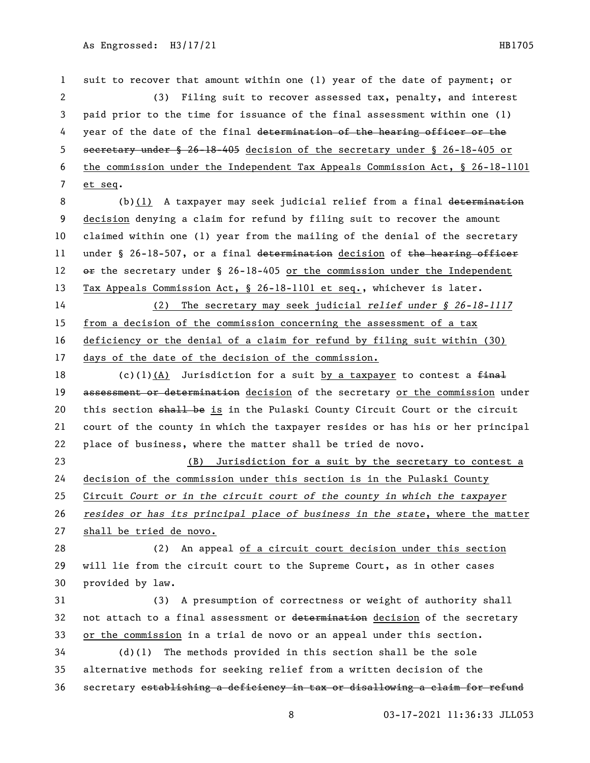suit to recover that amount within one (1) year of the date of payment; or

(3) Filing suit to recover assessed tax, penalty, and interest paid prior to the time for issuance of the final assessment within one (1) year of the date of the final ~~determination of the hearing officer or the secretary under § 26-18-405~~ decision of the secretary under § 26-18-405 or the commission under the Independent Tax Appeals Commission Act, § 26-18-1101 et seq.

(b)(1) A taxpayer may seek judicial relief from a final ~~determination~~ decision denying a claim for refund by filing suit to recover the amount claimed within one (1) year from the mailing of the denial of the secretary under § 26-18-507, or a final ~~determination~~ decision of ~~the hearing officer or~~ the secretary under § 26-18-405 or the commission under the Independent Tax Appeals Commission Act, § 26-18-1101 et seq., whichever is later.

(2) The secretary may seek judicial *relief under § 26-18-1117* from a decision of the commission concerning the assessment of a tax deficiency or the denial of a claim for refund by filing suit within (30) days of the date of the decision of the commission.

(c)(1)(A) Jurisdiction for a suit by a taxpayer to contest a ~~final assessment or determination~~ decision of the secretary or the commission under this section ~~shall be~~ is in the Pulaski County Circuit Court or the circuit court of the county in which the taxpayer resides or has his or her principal place of business, where the matter shall be tried de novo.

(B) Jurisdiction for a suit by the secretary to contest a decision of the commission under this section is in the Pulaski County Circuit *Court or in the circuit court of the county in which the taxpayer resides or has its principal place of business in the state*, where the matter shall be tried de novo.

(2) An appeal of a circuit court decision under this section will lie from the circuit court to the Supreme Court, as in other cases provided by law.

(3) A presumption of correctness or weight of authority shall not attach to a final assessment or ~~determination~~ decision of the secretary or the commission in a trial de novo or an appeal under this section.

(d)(1) The methods provided in this section shall be the sole alternative methods for seeking relief from a written decision of the secretary ~~establishing a deficiency in tax or disallowing a claim for refund~~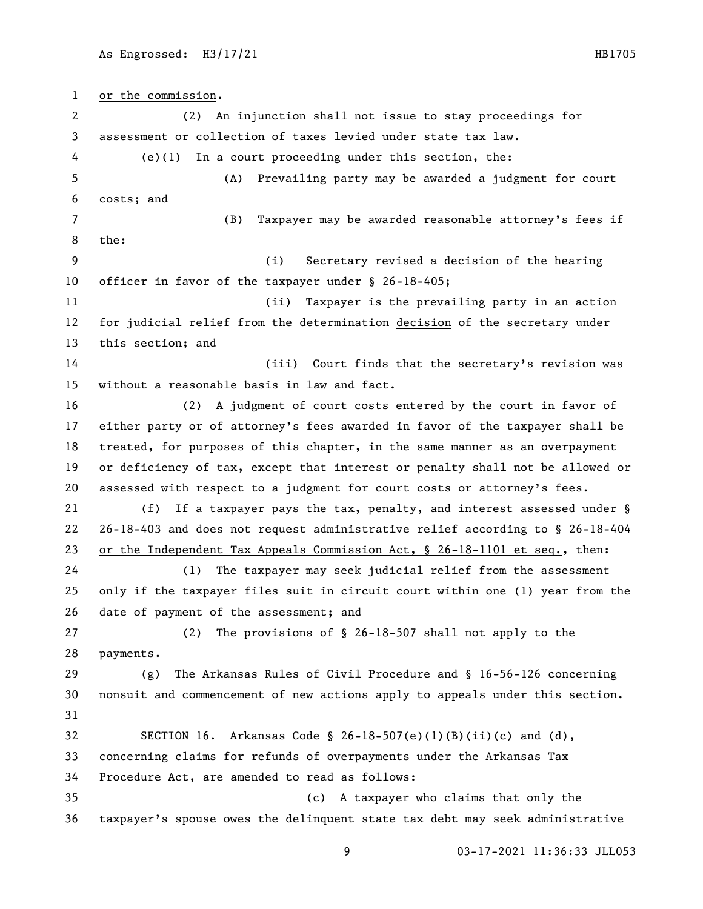or the commission.

(2) An injunction shall not issue to stay proceedings for assessment or collection of taxes levied under state tax law.

(e)(1) In a court proceeding under this section, the:

(A) Prevailing party may be awarded a judgment for court costs; and

(B) Taxpayer may be awarded reasonable attorney's fees if the:

(i) Secretary revised a decision of the hearing officer in favor of the taxpayer under § 26-18-405;

(ii) Taxpayer is the prevailing party in an action for judicial relief from the ~~determination~~ decision of the secretary under this section; and

(iii) Court finds that the secretary's revision was without a reasonable basis in law and fact.

(2) A judgment of court costs entered by the court in favor of either party or of attorney's fees awarded in favor of the taxpayer shall be treated, for purposes of this chapter, in the same manner as an overpayment or deficiency of tax, except that interest or penalty shall not be allowed or assessed with respect to a judgment for court costs or attorney's fees.

(f) If a taxpayer pays the tax, penalty, and interest assessed under § 26-18-403 and does not request administrative relief according to § 26-18-404 or the Independent Tax Appeals Commission Act, § 26-18-1101 et seq., then:

(1) The taxpayer may seek judicial relief from the assessment only if the taxpayer files suit in circuit court within one (1) year from the date of payment of the assessment; and

(2) The provisions of § 26-18-507 shall not apply to the payments.

(g) The Arkansas Rules of Civil Procedure and § 16-56-126 concerning nonsuit and commencement of new actions apply to appeals under this section.

SECTION 16. Arkansas Code § 26-18-507(e)(1)(B)(ii)(c) and (d), concerning claims for refunds of overpayments under the Arkansas Tax Procedure Act, are amended to read as follows:

(c) A taxpayer who claims that only the taxpayer's spouse owes the delinquent state tax debt may seek administrative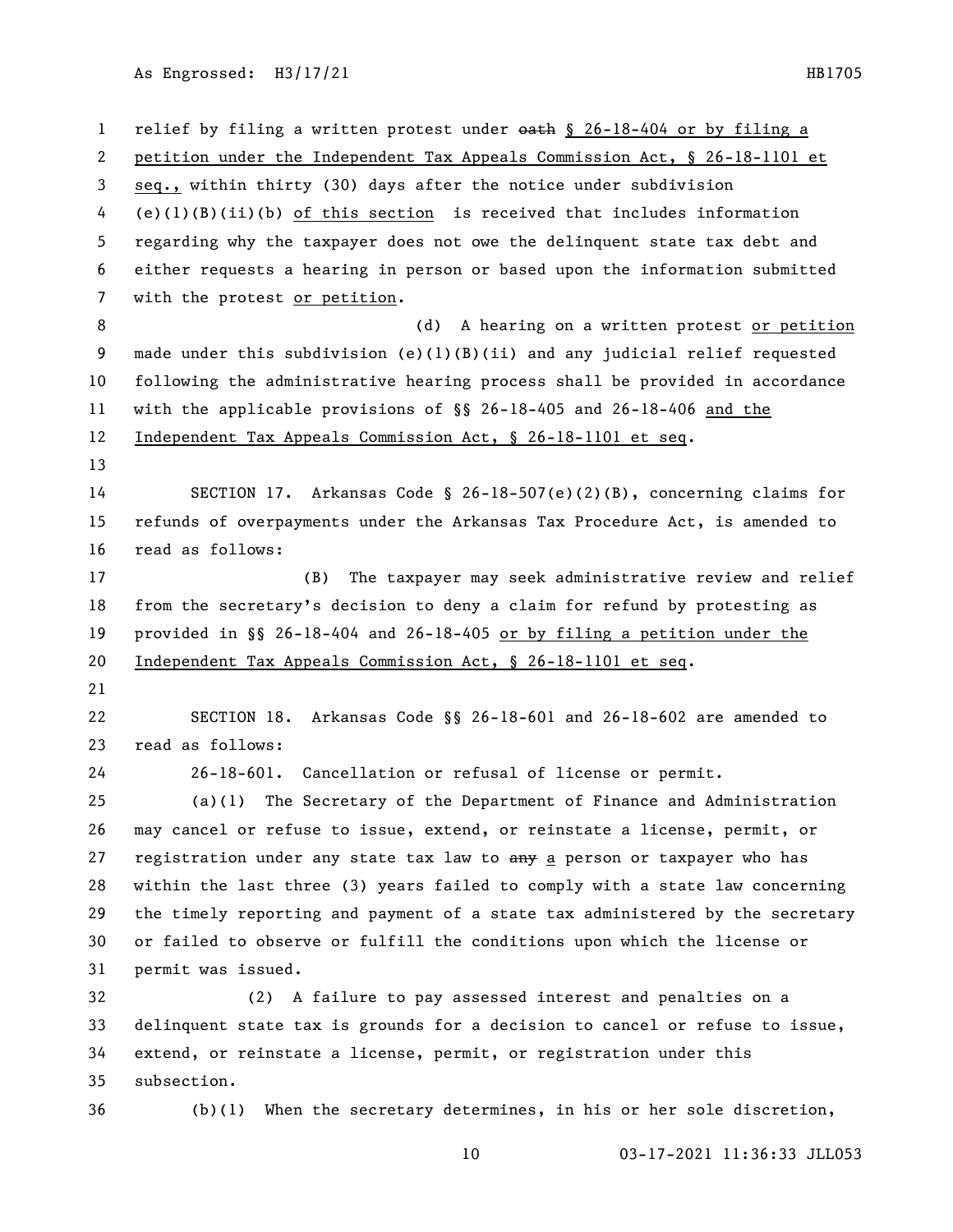relief by filing a written protest under ~~oath~~ § 26-18-404 or by filing a petition under the Independent Tax Appeals Commission Act, § 26-18-1101 et seq., within thirty (30) days after the notice under subdivision (e)(1)(B)(ii)(b) of this section is received that includes information regarding why the taxpayer does not owe the delinquent state tax debt and either requests a hearing in person or based upon the information submitted with the protest or petition.

(d) A hearing on a written protest or petition made under this subdivision (e)(1)(B)(ii) and any judicial relief requested following the administrative hearing process shall be provided in accordance with the applicable provisions of §§ 26-18-405 and 26-18-406 and the Independent Tax Appeals Commission Act, § 26-18-1101 et seq.

SECTION 17. Arkansas Code § 26-18-507(e)(2)(B), concerning claims for refunds of overpayments under the Arkansas Tax Procedure Act, is amended to read as follows:

(B) The taxpayer may seek administrative review and relief from the secretary's decision to deny a claim for refund by protesting as provided in §§ 26-18-404 and 26-18-405 or by filing a petition under the Independent Tax Appeals Commission Act, § 26-18-1101 et seq.

SECTION 18. Arkansas Code §§ 26-18-601 and 26-18-602 are amended to read as follows:

26-18-601. Cancellation or refusal of license or permit.

(a)(1) The Secretary of the Department of Finance and Administration may cancel or refuse to issue, extend, or reinstate a license, permit, or registration under any state tax law to ~~any~~ a person or taxpayer who has within the last three (3) years failed to comply with a state law concerning the timely reporting and payment of a state tax administered by the secretary or failed to observe or fulfill the conditions upon which the license or permit was issued.

(2) A failure to pay assessed interest and penalties on a delinquent state tax is grounds for a decision to cancel or refuse to issue, extend, or reinstate a license, permit, or registration under this subsection.

(b)(1) When the secretary determines, in his or her sole discretion,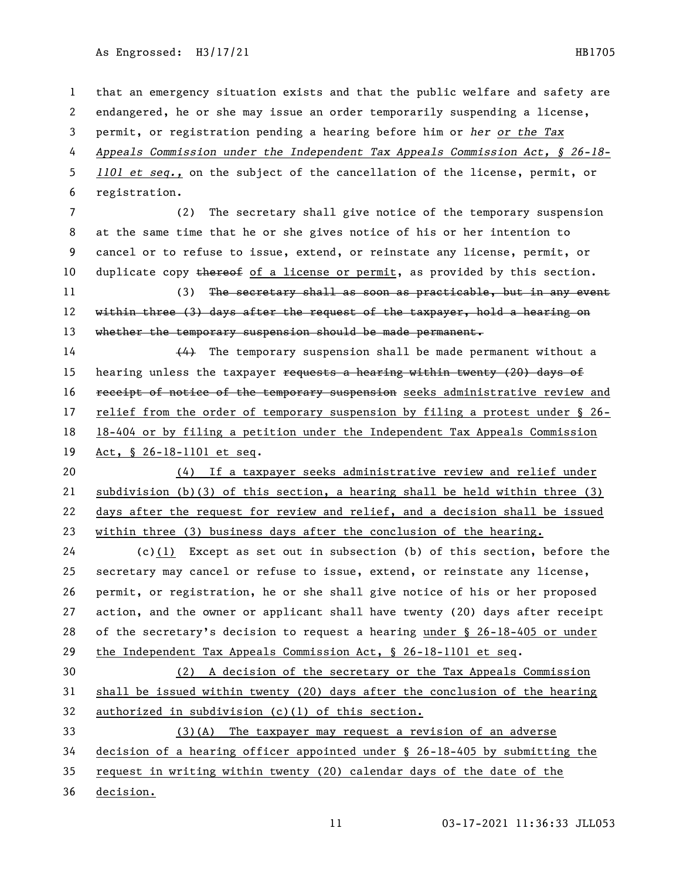that an emergency situation exists and that the public welfare and safety are endangered, he or she may issue an order temporarily suspending a license, permit, or registration pending a hearing before him or *her or the Tax Appeals Commission under the Independent Tax Appeals Commission Act, § 26-18-1101 et seq.,* on the subject of the cancellation of the license, permit, or registration.

(2) The secretary shall give notice of the temporary suspension at the same time that he or she gives notice of his or her intention to cancel or to refuse to issue, extend, or reinstate any license, permit, or duplicate copy ~~thereof~~ of a license or permit, as provided by this section.

(3) ~~The secretary shall as soon as practicable, but in any event within three (3) days after the request of the taxpayer, hold a hearing on whether the temporary suspension should be made permanent.~~

~~(4)~~ The temporary suspension shall be made permanent without a hearing unless the taxpayer ~~requests a hearing within twenty (20) days of receipt of notice of the temporary suspension~~ seeks administrative review and relief from the order of temporary suspension by filing a protest under § 26-18-404 or by filing a petition under the Independent Tax Appeals Commission Act, § 26-18-1101 et seq.

(4) If a taxpayer seeks administrative review and relief under subdivision (b)(3) of this section, a hearing shall be held within three (3) days after the request for review and relief, and a decision shall be issued within three (3) business days after the conclusion of the hearing.

(c)(1) Except as set out in subsection (b) of this section, before the secretary may cancel or refuse to issue, extend, or reinstate any license, permit, or registration, he or she shall give notice of his or her proposed action, and the owner or applicant shall have twenty (20) days after receipt of the secretary's decision to request a hearing under § 26-18-405 or under the Independent Tax Appeals Commission Act, § 26-18-1101 et seq.

(2) A decision of the secretary or the Tax Appeals Commission shall be issued within twenty (20) days after the conclusion of the hearing authorized in subdivision (c)(1) of this section.

(3)(A) The taxpayer may request a revision of an adverse decision of a hearing officer appointed under § 26-18-405 by submitting the request in writing within twenty (20) calendar days of the date of the decision.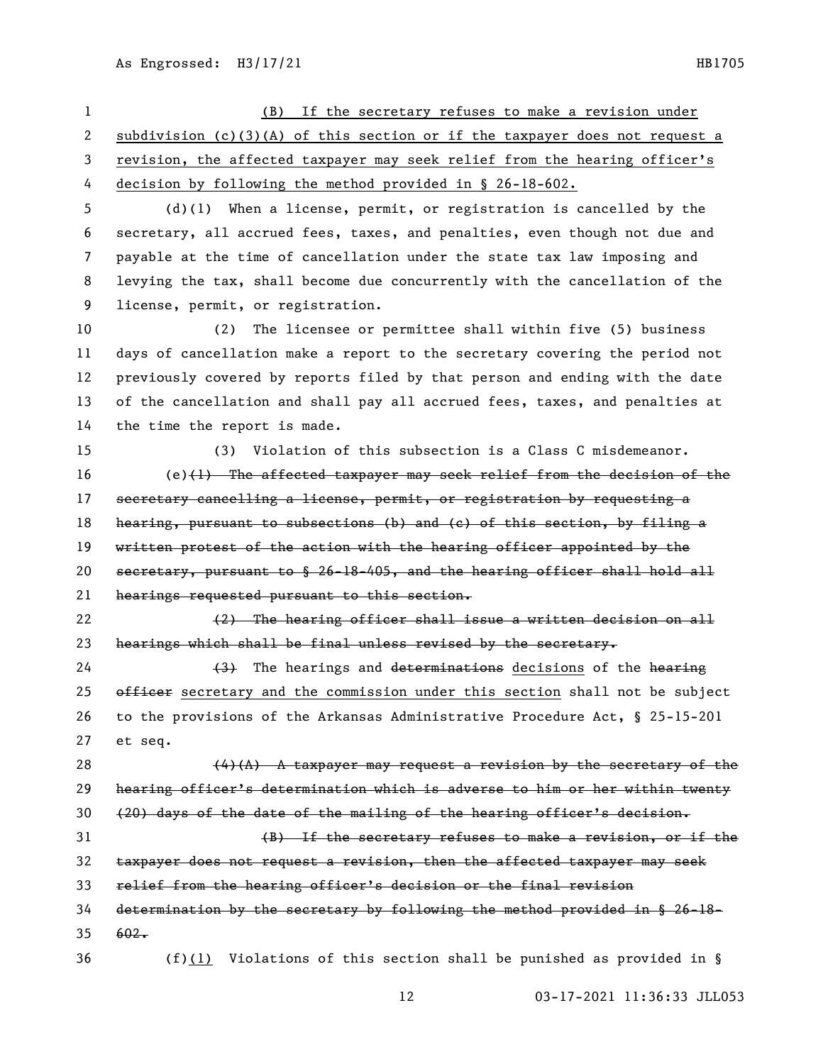(B) If the secretary refuses to make a revision under subdivision (c)(3)(A) of this section or if the taxpayer does not request a revision, the affected taxpayer may seek relief from the hearing officer's decision by following the method provided in § 26-18-602.

(d)(1) When a license, permit, or registration is cancelled by the secretary, all accrued fees, taxes, and penalties, even though not due and payable at the time of cancellation under the state tax law imposing and levying the tax, shall become due concurrently with the cancellation of the license, permit, or registration.

(2) The licensee or permittee shall within five (5) business days of cancellation make a report to the secretary covering the period not previously covered by reports filed by that person and ending with the date of the cancellation and shall pay all accrued fees, taxes, and penalties at the time the report is made.

(3) Violation of this subsection is a Class C misdemeanor.

(e)~~(1) The affected taxpayer may seek relief from the decision of the secretary cancelling a license, permit, or registration by requesting a hearing, pursuant to subsections (b) and (c) of this section, by filing a written protest of the action with the hearing officer appointed by the secretary, pursuant to § 26-18-405, and the hearing officer shall hold all hearings requested pursuant to this section.~~

~~(2) The hearing officer shall issue a written decision on all hearings which shall be final unless revised by the secretary.~~

~~(3)~~ The hearings and ~~determinations~~ decisions of the ~~hearing officer~~ secretary and the commission under this section shall not be subject to the provisions of the Arkansas Administrative Procedure Act, § 25-15-201 et seq.

~~(4)(A) A taxpayer may request a revision by the secretary of the hearing officer's determination which is adverse to him or her within twenty (20) days of the date of the mailing of the hearing officer's decision.~~

~~(B) If the secretary refuses to make a revision, or if the taxpayer does not request a revision, then the affected taxpayer may seek relief from the hearing officer's decision or the final revision determination by the secretary by following the method provided in § 26-18-602.~~

(f)(1) Violations of this section shall be punished as provided in §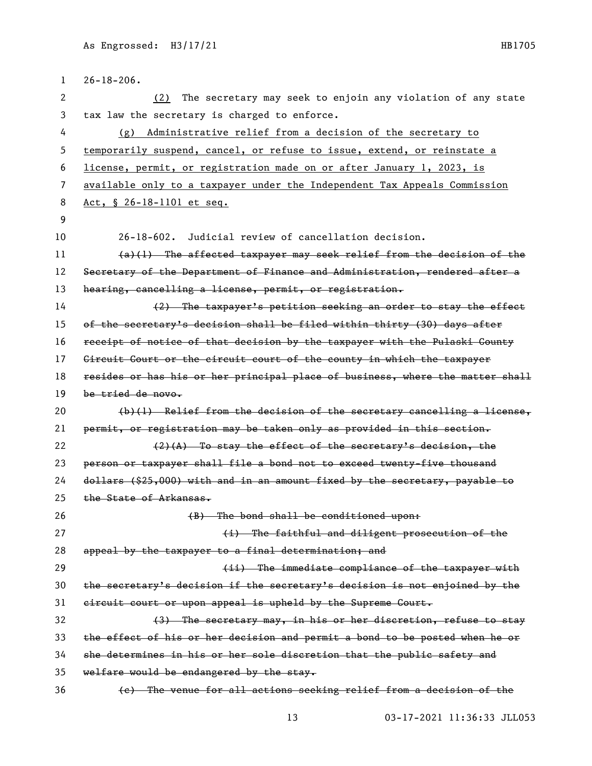26-18-206.

(2) The secretary may seek to enjoin any violation of any state tax law the secretary is charged to enforce.

(g) Administrative relief from a decision of the secretary to temporarily suspend, cancel, or refuse to issue, extend, or reinstate a license, permit, or registration made on or after January 1, 2023, is available only to a taxpayer under the Independent Tax Appeals Commission Act, § 26-18-1101 et seq.

26-18-602. Judicial review of cancellation decision.

~~(a)(1) The affected taxpayer may seek relief from the decision of the Secretary of the Department of Finance and Administration, rendered after a hearing, cancelling a license, permit, or registration.~~

~~(2) The taxpayer's petition seeking an order to stay the effect of the secretary's decision shall be filed within thirty (30) days after receipt of notice of that decision by the taxpayer with the Pulaski County Circuit Court or the circuit court of the county in which the taxpayer resides or has his or her principal place of business, where the matter shall be tried de novo.~~

~~(b)(1) Relief from the decision of the secretary cancelling a license, permit, or registration may be taken only as provided in this section.~~

~~(2)(A) To stay the effect of the secretary's decision, the person or taxpayer shall file a bond not to exceed twenty-five thousand dollars ($25,000) with and in an amount fixed by the secretary, payable to the State of Arkansas.~~

~~(B) The bond shall be conditioned upon:~~

~~(i) The faithful and diligent prosecution of the appeal by the taxpayer to a final determination; and~~

~~(ii) The immediate compliance of the taxpayer with the secretary's decision if the secretary's decision is not enjoined by the circuit court or upon appeal is upheld by the Supreme Court.~~

~~(3) The secretary may, in his or her discretion, refuse to stay the effect of his or her decision and permit a bond to be posted when he or she determines in his or her sole discretion that the public safety and welfare would be endangered by the stay.~~

~~(c) The venue for all actions seeking relief from a decision of the~~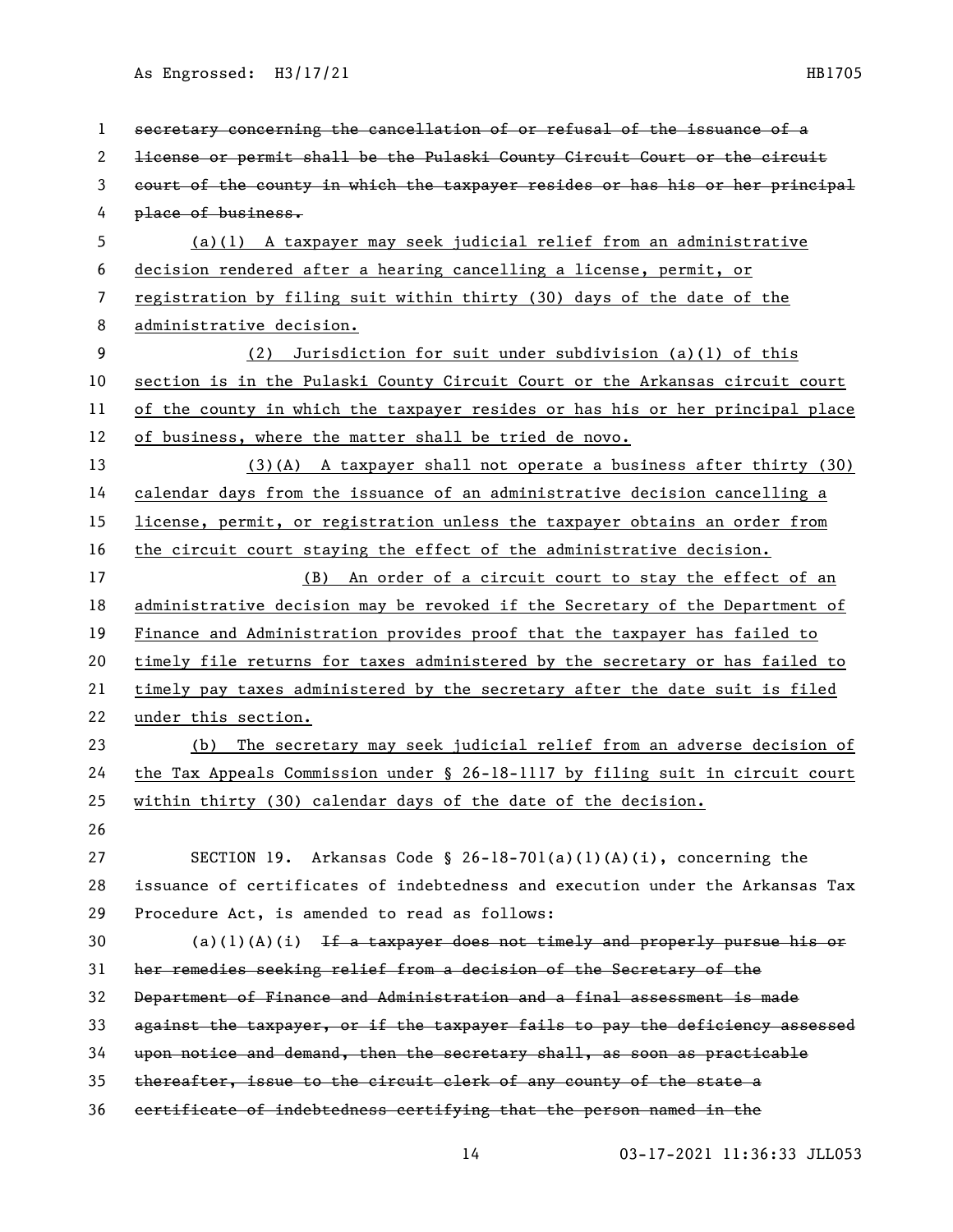~~secretary concerning the cancellation of or refusal of the issuance of a license or permit shall be the Pulaski County Circuit Court or the circuit court of the county in which the taxpayer resides or has his or her principal place of business.~~

<u>(a)(1) A taxpayer may seek judicial relief from an administrative decision rendered after a hearing cancelling a license, permit, or registration by filing suit within thirty (30) days of the date of the administrative decision.</u>

<u>(2) Jurisdiction for suit under subdivision (a)(1) of this section is in the Pulaski County Circuit Court or the Arkansas circuit court of the county in which the taxpayer resides or has his or her principal place of business, where the matter shall be tried de novo.</u>

<u>(3)(A) A taxpayer shall not operate a business after thirty (30) calendar days from the issuance of an administrative decision cancelling a license, permit, or registration unless the taxpayer obtains an order from the circuit court staying the effect of the administrative decision.</u>

<u>(B) An order of a circuit court to stay the effect of an administrative decision may be revoked if the Secretary of the Department of Finance and Administration provides proof that the taxpayer has failed to timely file returns for taxes administered by the secretary or has failed to timely pay taxes administered by the secretary after the date suit is filed under this section.</u>

<u>(b) The secretary may seek judicial relief from an adverse decision of the Tax Appeals Commission under § 26-18-1117 by filing suit in circuit court within thirty (30) calendar days of the date of the decision.</u>

SECTION 19. Arkansas Code § 26-18-701(a)(1)(A)(i), concerning the issuance of certificates of indebtedness and execution under the Arkansas Tax Procedure Act, is amended to read as follows:

(a)(1)(A)(i) ~~If a taxpayer does not timely and properly pursue his or her remedies seeking relief from a decision of the Secretary of the Department of Finance and Administration and a final assessment is made against the taxpayer, or if the taxpayer fails to pay the deficiency assessed upon notice and demand, then the secretary shall, as soon as practicable thereafter, issue to the circuit clerk of any county of the state a certificate of indebtedness certifying that the person named in the~~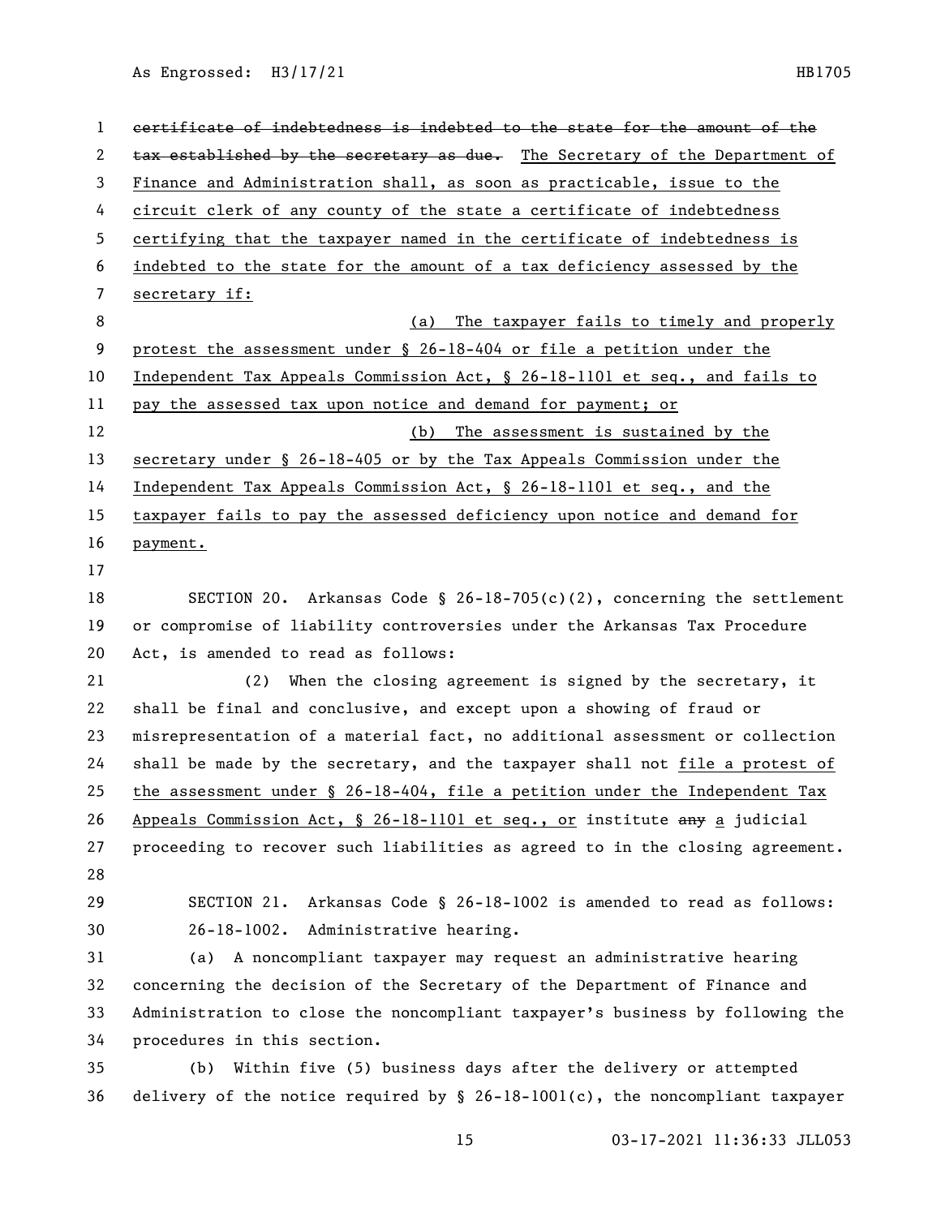~~certificate of indebtedness is indebted to the state for the amount of the tax established by the secretary as due.~~ The Secretary of the Department of Finance and Administration shall, as soon as practicable, issue to the circuit clerk of any county of the state a certificate of indebtedness certifying that the taxpayer named in the certificate of indebtedness is indebted to the state for the amount of a tax deficiency assessed by the secretary if:

(a) The taxpayer fails to timely and properly protest the assessment under § 26-18-404 or file a petition under the Independent Tax Appeals Commission Act, § 26-18-1101 et seq., and fails to pay the assessed tax upon notice and demand for payment; or

(b) The assessment is sustained by the secretary under § 26-18-405 or by the Tax Appeals Commission under the Independent Tax Appeals Commission Act, § 26-18-1101 et seq., and the taxpayer fails to pay the assessed deficiency upon notice and demand for payment.

SECTION 20. Arkansas Code § 26-18-705(c)(2), concerning the settlement or compromise of liability controversies under the Arkansas Tax Procedure Act, is amended to read as follows:

(2) When the closing agreement is signed by the secretary, it shall be final and conclusive, and except upon a showing of fraud or misrepresentation of a material fact, no additional assessment or collection shall be made by the secretary, and the taxpayer shall not file a protest of the assessment under § 26-18-404, file a petition under the Independent Tax Appeals Commission Act, § 26-18-1101 et seq., or institute ~~any~~ a judicial proceeding to recover such liabilities as agreed to in the closing agreement.

SECTION 21. Arkansas Code § 26-18-1002 is amended to read as follows:

26-18-1002. Administrative hearing.

(a) A noncompliant taxpayer may request an administrative hearing concerning the decision of the Secretary of the Department of Finance and Administration to close the noncompliant taxpayer's business by following the procedures in this section.

(b) Within five (5) business days after the delivery or attempted delivery of the notice required by § 26-18-1001(c), the noncompliant taxpayer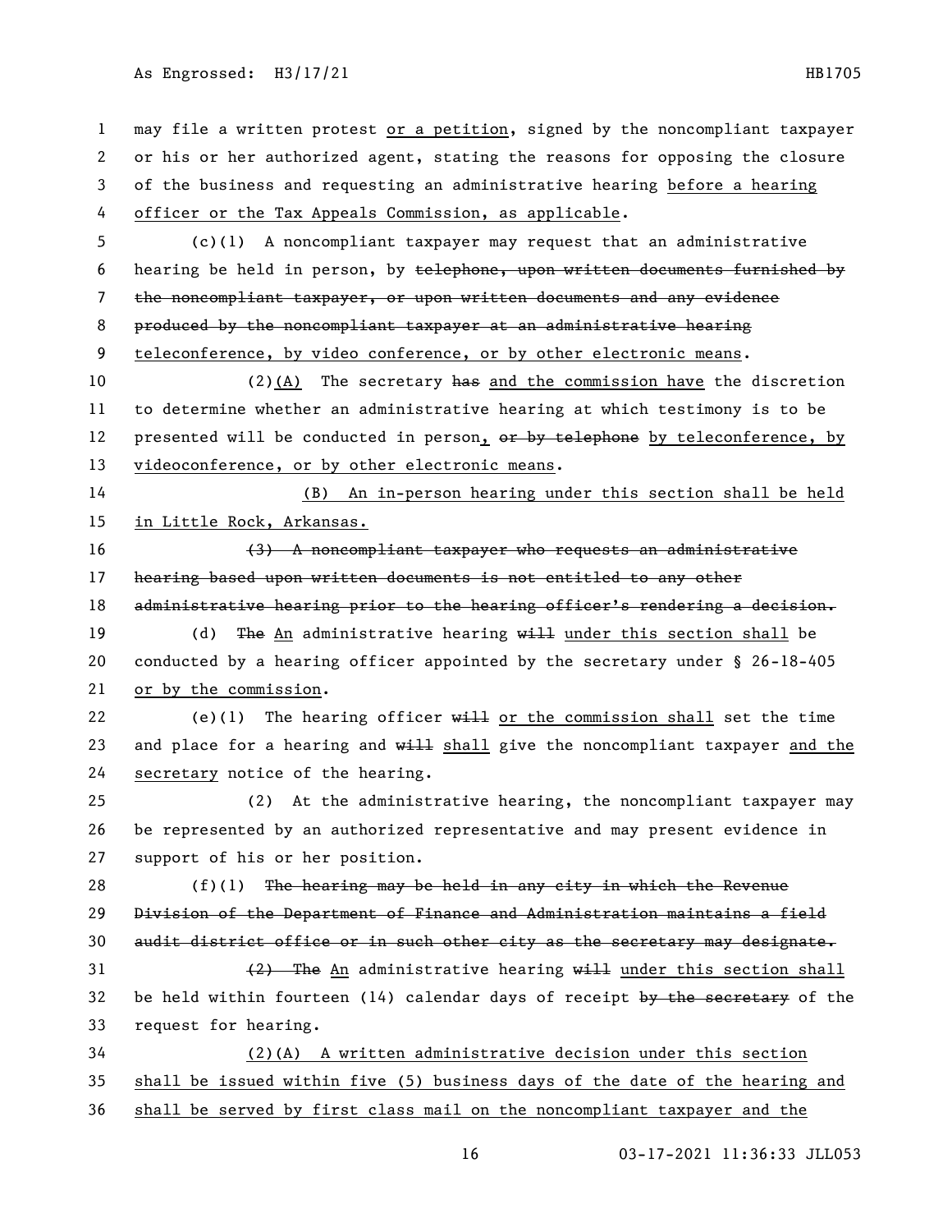may file a written protest <u>or a petition</u>, signed by the noncompliant taxpayer or his or her authorized agent, stating the reasons for opposing the closure of the business and requesting an administrative hearing <u>before a hearing officer or the Tax Appeals Commission, as applicable</u>.

(c)(1) A noncompliant taxpayer may request that an administrative hearing be held in person, by ~~telephone, upon written documents furnished by the noncompliant taxpayer, or upon written documents and any evidence produced by the noncompliant taxpayer at an administrative hearing~~ <u>teleconference, by video conference, or by other electronic means</u>.

(2)<u>(A)</u> The secretary ~~has~~ <u>and the commission have</u> the discretion to determine whether an administrative hearing at which testimony is to be presented will be conducted in person<u>,</u> ~~or by telephone~~ <u>by teleconference, by videoconference, or by other electronic means</u>.

<u>(B) An in-person hearing under this section shall be held in Little Rock, Arkansas.</u>

~~(3) A noncompliant taxpayer who requests an administrative hearing based upon written documents is not entitled to any other administrative hearing prior to the hearing officer's rendering a decision.~~

(d) ~~The~~ <u>An</u> administrative hearing ~~will~~ <u>under this section shall</u> be conducted by a hearing officer appointed by the secretary under § 26-18-405 <u>or by the commission</u>.

(e)(1) The hearing officer ~~will~~ <u>or the commission shall</u> set the time and place for a hearing and ~~will~~ <u>shall</u> give the noncompliant taxpayer <u>and the secretary</u> notice of the hearing.

(2) At the administrative hearing, the noncompliant taxpayer may be represented by an authorized representative and may present evidence in support of his or her position.

(f)(1) ~~The hearing may be held in any city in which the Revenue Division of the Department of Finance and Administration maintains a field audit district office or in such other city as the secretary may designate.~~

~~(2) The~~ <u>An</u> administrative hearing ~~will~~ <u>under this section shall</u> be held within fourteen (14) calendar days of receipt ~~by the secretary~~ of the request for hearing.

<u>(2)(A) A written administrative decision under this section shall be issued within five (5) business days of the date of the hearing and shall be served by first class mail on the noncompliant taxpayer and the</u>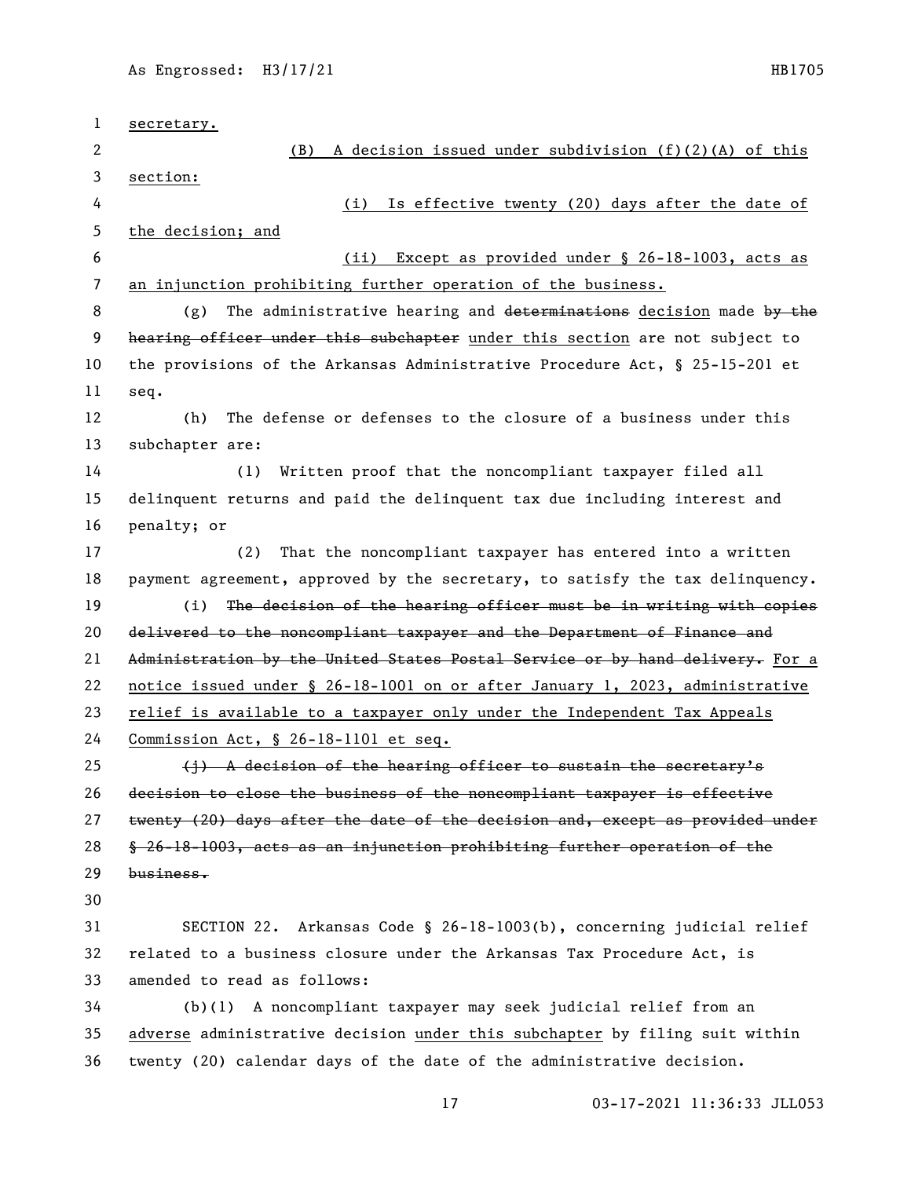secretary.

(B) A decision issued under subdivision (f)(2)(A) of this section:

(i) Is effective twenty (20) days after the date of the decision; and

(ii) Except as provided under § 26-18-1003, acts as an injunction prohibiting further operation of the business.

(g) The administrative hearing and ~~determinations~~ decision made ~~by the hearing officer under this subchapter~~ under this section are not subject to the provisions of the Arkansas Administrative Procedure Act, § 25-15-201 et seq.

(h) The defense or defenses to the closure of a business under this subchapter are:

(1) Written proof that the noncompliant taxpayer filed all delinquent returns and paid the delinquent tax due including interest and penalty; or

(2) That the noncompliant taxpayer has entered into a written payment agreement, approved by the secretary, to satisfy the tax delinquency.

(i) ~~The decision of the hearing officer must be in writing with copies delivered to the noncompliant taxpayer and the Department of Finance and Administration by the United States Postal Service or by hand delivery.~~ For a notice issued under § 26-18-1001 on or after January 1, 2023, administrative relief is available to a taxpayer only under the Independent Tax Appeals Commission Act, § 26-18-1101 et seq.

~~(j) A decision of the hearing officer to sustain the secretary's decision to close the business of the noncompliant taxpayer is effective twenty (20) days after the date of the decision and, except as provided under § 26-18-1003, acts as an injunction prohibiting further operation of the business.~~

SECTION 22. Arkansas Code § 26-18-1003(b), concerning judicial relief related to a business closure under the Arkansas Tax Procedure Act, is amended to read as follows:

(b)(1) A noncompliant taxpayer may seek judicial relief from an adverse administrative decision under this subchapter by filing suit within twenty (20) calendar days of the date of the administrative decision.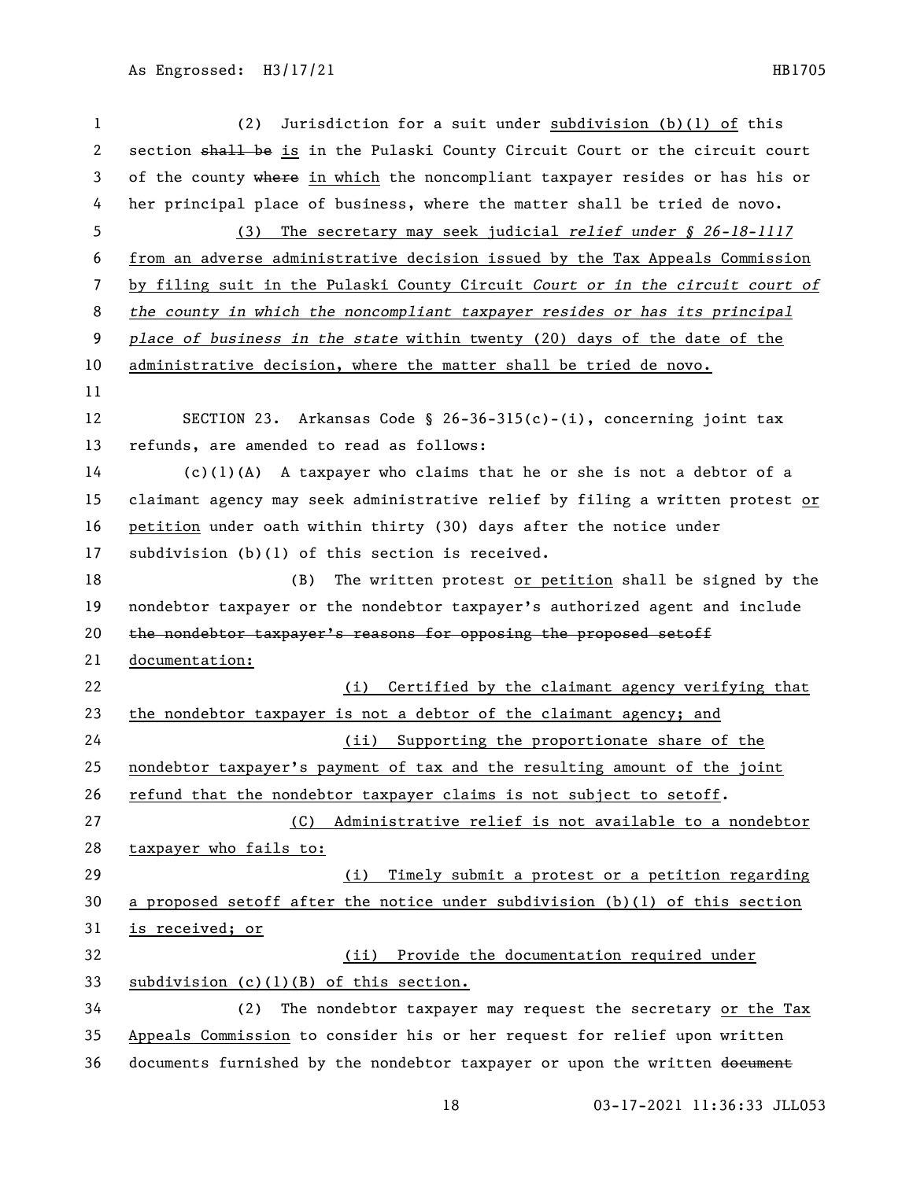(2) Jurisdiction for a suit under subdivision (b)(1) of this section ~~shall be~~ is in the Pulaski County Circuit Court or the circuit court of the county ~~where~~ in which the noncompliant taxpayer resides or has his or her principal place of business, where the matter shall be tried de novo.

(3) The secretary may seek judicial *relief under § 26-18-1117* from an adverse administrative decision issued by the Tax Appeals Commission by filing suit in the Pulaski County Circuit *Court or in the circuit court of the county in which the noncompliant taxpayer resides or has its principal place of business in the state* within twenty (20) days of the date of the administrative decision, where the matter shall be tried de novo.

SECTION 23. Arkansas Code § 26-36-315(c)-(i), concerning joint tax refunds, are amended to read as follows:

(c)(1)(A) A taxpayer who claims that he or she is not a debtor of a claimant agency may seek administrative relief by filing a written protest or petition under oath within thirty (30) days after the notice under subdivision (b)(1) of this section is received.

(B) The written protest or petition shall be signed by the nondebtor taxpayer or the nondebtor taxpayer's authorized agent and include ~~the nondebtor taxpayer's reasons for opposing the proposed setoff~~ documentation:

(i) Certified by the claimant agency verifying that the nondebtor taxpayer is not a debtor of the claimant agency; and

(ii) Supporting the proportionate share of the nondebtor taxpayer's payment of tax and the resulting amount of the joint refund that the nondebtor taxpayer claims is not subject to setoff.

(C) Administrative relief is not available to a nondebtor taxpayer who fails to:

(i) Timely submit a protest or a petition regarding a proposed setoff after the notice under subdivision (b)(1) of this section is received; or

(ii) Provide the documentation required under subdivision (c)(1)(B) of this section.

(2) The nondebtor taxpayer may request the secretary or the Tax Appeals Commission to consider his or her request for relief upon written documents furnished by the nondebtor taxpayer or upon the written ~~document~~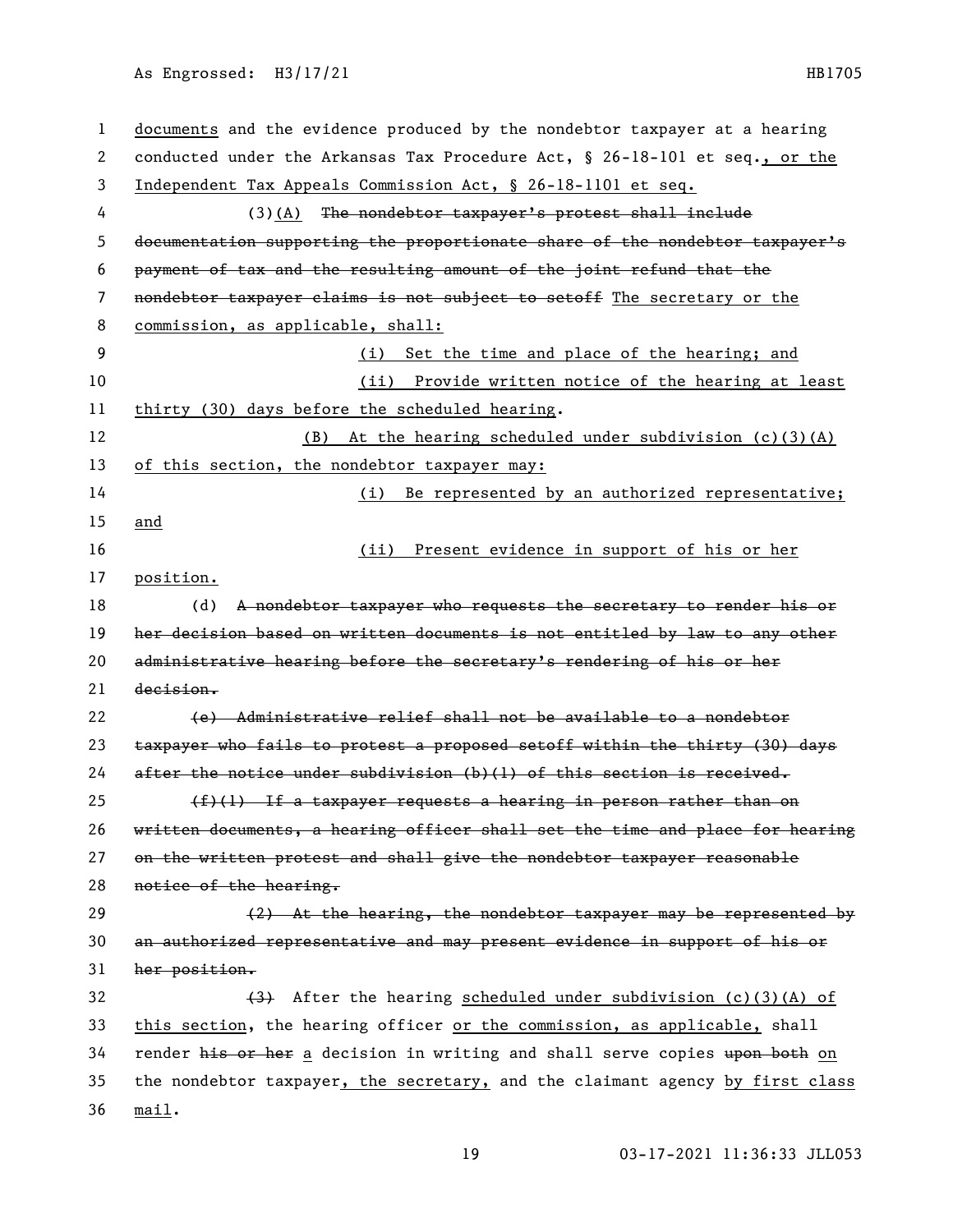documents and the evidence produced by the nondebtor taxpayer at a hearing conducted under the Arkansas Tax Procedure Act, § 26-18-101 et seq., or the Independent Tax Appeals Commission Act, § 26-18-1101 et seq.

(3)(A) ~~The nondebtor taxpayer's protest shall include documentation supporting the proportionate share of the nondebtor taxpayer's payment of tax and the resulting amount of the joint refund that the nondebtor taxpayer claims is not subject to setoff~~ The secretary or the commission, as applicable, shall:

(i) Set the time and place of the hearing; and

(ii) Provide written notice of the hearing at least thirty (30) days before the scheduled hearing.

(B) At the hearing scheduled under subdivision (c)(3)(A) of this section, the nondebtor taxpayer may:

(i) Be represented by an authorized representative; and

(ii) Present evidence in support of his or her position.

(d) ~~A nondebtor taxpayer who requests the secretary to render his or her decision based on written documents is not entitled by law to any other administrative hearing before the secretary's rendering of his or her decision.~~

~~(e) Administrative relief shall not be available to a nondebtor taxpayer who fails to protest a proposed setoff within the thirty (30) days after the notice under subdivision (b)(1) of this section is received.~~

~~(f)(1) If a taxpayer requests a hearing in person rather than on written documents, a hearing officer shall set the time and place for hearing on the written protest and shall give the nondebtor taxpayer reasonable notice of the hearing.~~

~~(2) At the hearing, the nondebtor taxpayer may be represented by an authorized representative and may present evidence in support of his or her position.~~

~~(3)~~ After the hearing scheduled under subdivision (c)(3)(A) of this section, the hearing officer or the commission, as applicable, shall render ~~his or her~~ a decision in writing and shall serve copies ~~upon both~~ on the nondebtor taxpayer, the secretary, and the claimant agency by first class mail.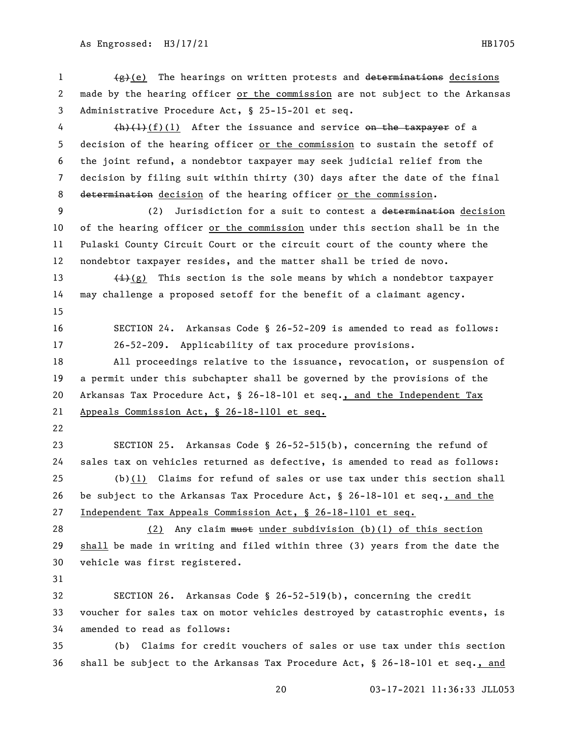~~(g)~~(e) The hearings on written protests and ~~determinations~~ decisions made by the hearing officer or the commission are not subject to the Arkansas Administrative Procedure Act, § 25-15-201 et seq.

~~(h)(1)~~(f)(1) After the issuance and service ~~on the taxpayer~~ of a decision of the hearing officer or the commission to sustain the setoff of the joint refund, a nondebtor taxpayer may seek judicial relief from the decision by filing suit within thirty (30) days after the date of the final ~~determination~~ decision of the hearing officer or the commission.

(2) Jurisdiction for a suit to contest a ~~determination~~ decision of the hearing officer or the commission under this section shall be in the Pulaski County Circuit Court or the circuit court of the county where the nondebtor taxpayer resides, and the matter shall be tried de novo.

~~(i)~~(g) This section is the sole means by which a nondebtor taxpayer may challenge a proposed setoff for the benefit of a claimant agency.

SECTION 24. Arkansas Code § 26-52-209 is amended to read as follows:

26-52-209. Applicability of tax procedure provisions.

All proceedings relative to the issuance, revocation, or suspension of a permit under this subchapter shall be governed by the provisions of the Arkansas Tax Procedure Act, § 26-18-101 et seq., and the Independent Tax Appeals Commission Act, § 26-18-1101 et seq.

SECTION 25. Arkansas Code § 26-52-515(b), concerning the refund of sales tax on vehicles returned as defective, is amended to read as follows:

(b)(1) Claims for refund of sales or use tax under this section shall be subject to the Arkansas Tax Procedure Act, § 26-18-101 et seq., and the Independent Tax Appeals Commission Act, § 26-18-1101 et seq.

(2) Any claim ~~must~~ under subdivision (b)(1) of this section shall be made in writing and filed within three (3) years from the date the vehicle was first registered.

SECTION 26. Arkansas Code § 26-52-519(b), concerning the credit voucher for sales tax on motor vehicles destroyed by catastrophic events, is amended to read as follows:

(b) Claims for credit vouchers of sales or use tax under this section shall be subject to the Arkansas Tax Procedure Act, § 26-18-101 et seq., and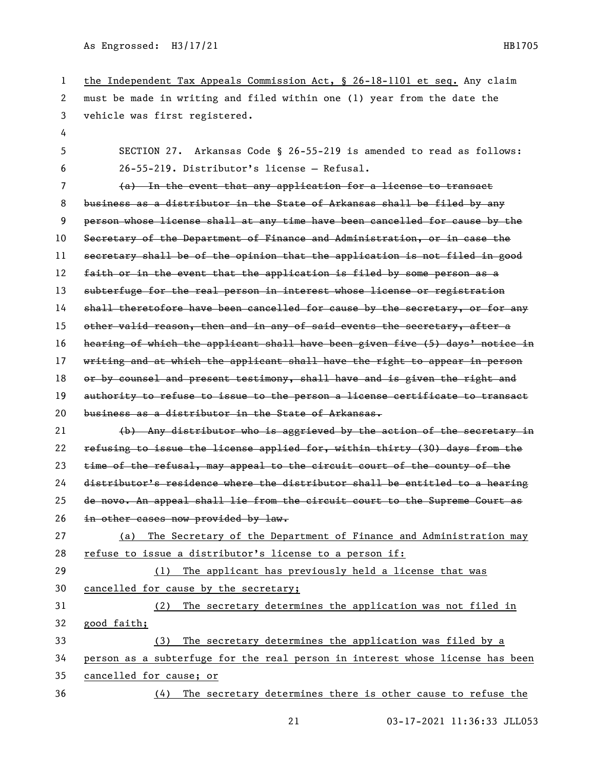the Independent Tax Appeals Commission Act, § 26-18-1101 et seq. Any claim must be made in writing and filed within one (1) year from the date the vehicle was first registered.

SECTION 27. Arkansas Code § 26-55-219 is amended to read as follows:

26-55-219. Distributor's license — Refusal.

~~(a) In the event that any application for a license to transact business as a distributor in the State of Arkansas shall be filed by any person whose license shall at any time have been cancelled for cause by the Secretary of the Department of Finance and Administration, or in case the secretary shall be of the opinion that the application is not filed in good faith or in the event that the application is filed by some person as a subterfuge for the real person in interest whose license or registration shall theretofore have been cancelled for cause by the secretary, or for any other valid reason, then and in any of said events the secretary, after a hearing of which the applicant shall have been given five (5) days' notice in writing and at which the applicant shall have the right to appear in person or by counsel and present testimony, shall have and is given the right and authority to refuse to issue to the person a license certificate to transact business as a distributor in the State of Arkansas.~~

~~(b) Any distributor who is aggrieved by the action of the secretary in refusing to issue the license applied for, within thirty (30) days from the time of the refusal, may appeal to the circuit court of the county of the distributor's residence where the distributor shall be entitled to a hearing de novo. An appeal shall lie from the circuit court to the Supreme Court as in other cases now provided by law.~~

(a) The Secretary of the Department of Finance and Administration may refuse to issue a distributor's license to a person if:

(1) The applicant has previously held a license that was cancelled for cause by the secretary;

(2) The secretary determines the application was not filed in good faith;

(3) The secretary determines the application was filed by a person as a subterfuge for the real person in interest whose license has been cancelled for cause; or

(4) The secretary determines there is other cause to refuse the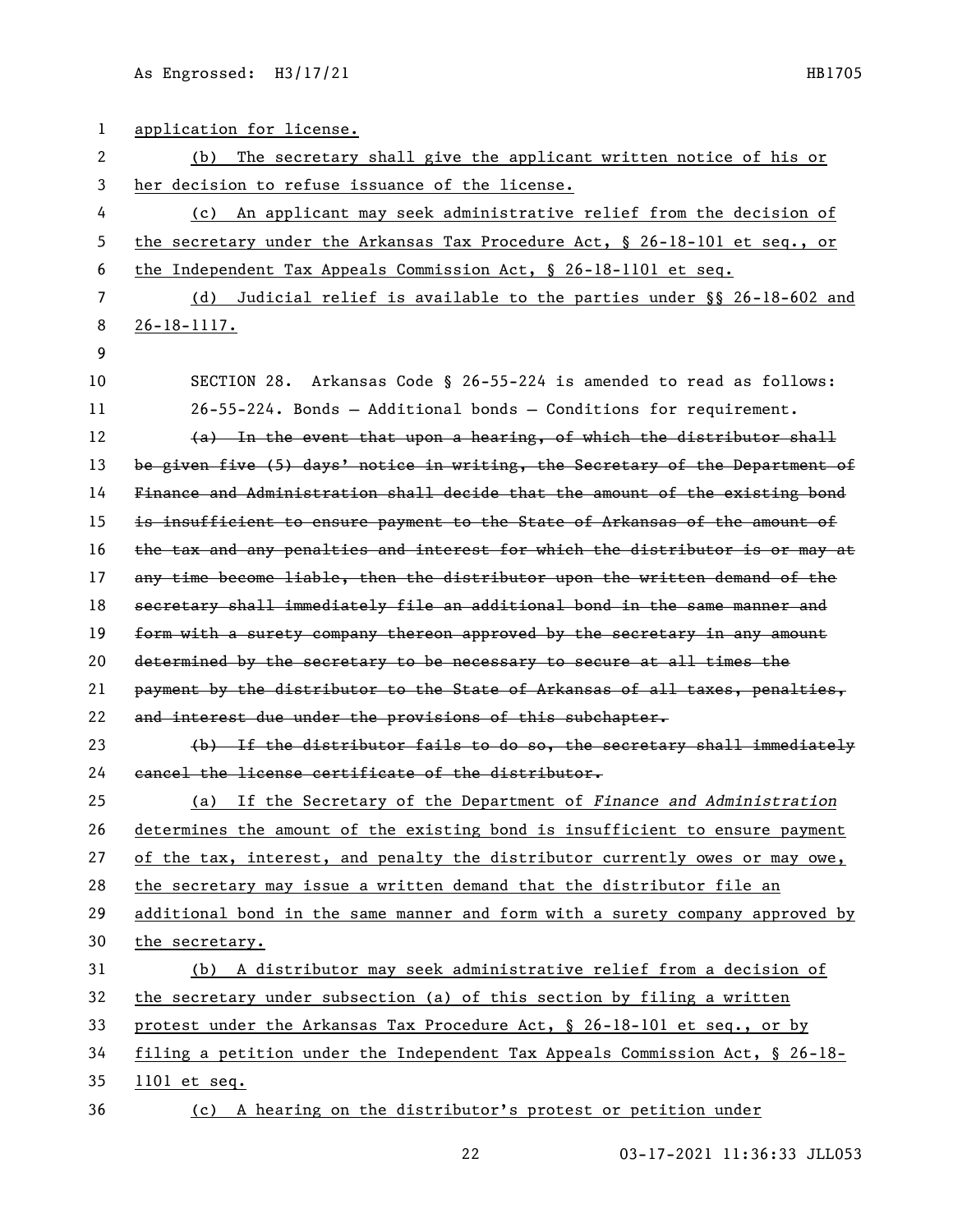application for license.

(b) The secretary shall give the applicant written notice of his or her decision to refuse issuance of the license.

(c) An applicant may seek administrative relief from the decision of the secretary under the Arkansas Tax Procedure Act, § 26-18-101 et seq., or the Independent Tax Appeals Commission Act, § 26-18-1101 et seq.

(d) Judicial relief is available to the parties under §§ 26-18-602 and 26-18-1117.

SECTION 28. Arkansas Code § 26-55-224 is amended to read as follows:

26-55-224. Bonds — Additional bonds — Conditions for requirement.

~~(a) In the event that upon a hearing, of which the distributor shall be given five (5) days' notice in writing, the Secretary of the Department of Finance and Administration shall decide that the amount of the existing bond is insufficient to ensure payment to the State of Arkansas of the amount of the tax and any penalties and interest for which the distributor is or may at any time become liable, then the distributor upon the written demand of the secretary shall immediately file an additional bond in the same manner and form with a surety company thereon approved by the secretary in any amount determined by the secretary to be necessary to secure at all times the payment by the distributor to the State of Arkansas of all taxes, penalties, and interest due under the provisions of this subchapter.~~

~~(b) If the distributor fails to do so, the secretary shall immediately cancel the license certificate of the distributor.~~

(a) If the Secretary of the Department of *Finance and Administration* determines the amount of the existing bond is insufficient to ensure payment of the tax, interest, and penalty the distributor currently owes or may owe, the secretary may issue a written demand that the distributor file an additional bond in the same manner and form with a surety company approved by the secretary.

(b) A distributor may seek administrative relief from a decision of the secretary under subsection (a) of this section by filing a written protest under the Arkansas Tax Procedure Act, § 26-18-101 et seq., or by filing a petition under the Independent Tax Appeals Commission Act, § 26-18-1101 et seq.

(c) A hearing on the distributor's protest or petition under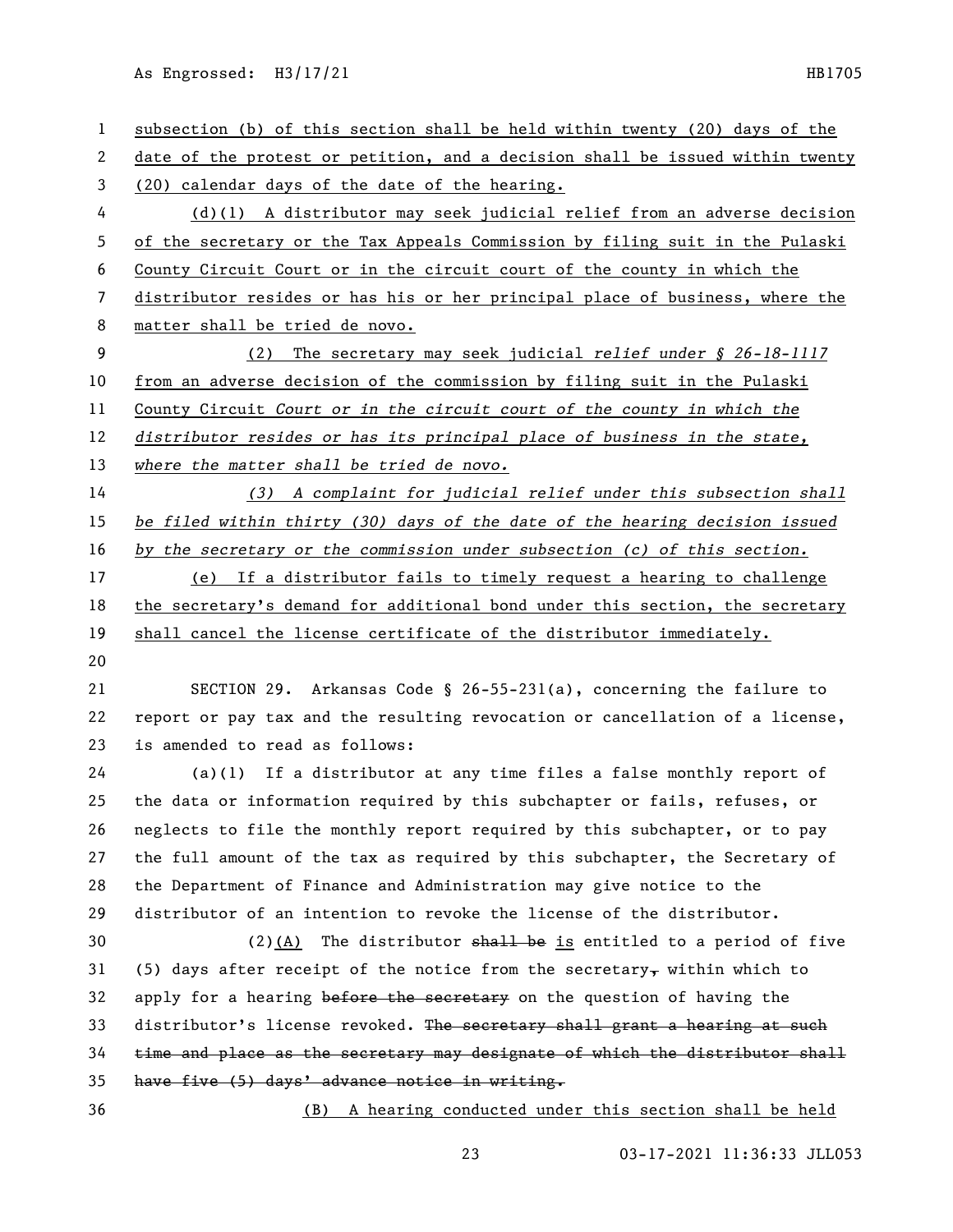subsection (b) of this section shall be held within twenty (20) days of the date of the protest or petition, and a decision shall be issued within twenty (20) calendar days of the date of the hearing.

(d)(1) A distributor may seek judicial relief from an adverse decision of the secretary or the Tax Appeals Commission by filing suit in the Pulaski County Circuit Court or in the circuit court of the county in which the distributor resides or has his or her principal place of business, where the matter shall be tried de novo.

(2) The secretary may seek judicial *relief under § 26-18-1117* from an adverse decision of the commission by filing suit in the Pulaski County Circuit *Court or in the circuit court of the county in which the distributor resides or has its principal place of business in the state, where the matter shall be tried de novo.*

*(3) A complaint for judicial relief under this subsection shall be filed within thirty (30) days of the date of the hearing decision issued by the secretary or the commission under subsection (c) of this section.*

(e) If a distributor fails to timely request a hearing to challenge the secretary's demand for additional bond under this section, the secretary shall cancel the license certificate of the distributor immediately.

SECTION 29. Arkansas Code § 26-55-231(a), concerning the failure to report or pay tax and the resulting revocation or cancellation of a license, is amended to read as follows:

(a)(1) If a distributor at any time files a false monthly report of the data or information required by this subchapter or fails, refuses, or neglects to file the monthly report required by this subchapter, or to pay the full amount of the tax as required by this subchapter, the Secretary of the Department of Finance and Administration may give notice to the distributor of an intention to revoke the license of the distributor.

(2)(A) The distributor ~~shall be~~ is entitled to a period of five (5) days after receipt of the notice from the secretary~~,~~ within which to apply for a hearing ~~before the secretary~~ on the question of having the distributor's license revoked. ~~The secretary shall grant a hearing at such time and place as the secretary may designate of which the distributor shall have five (5) days' advance notice in writing.~~

(B) A hearing conducted under this section shall be held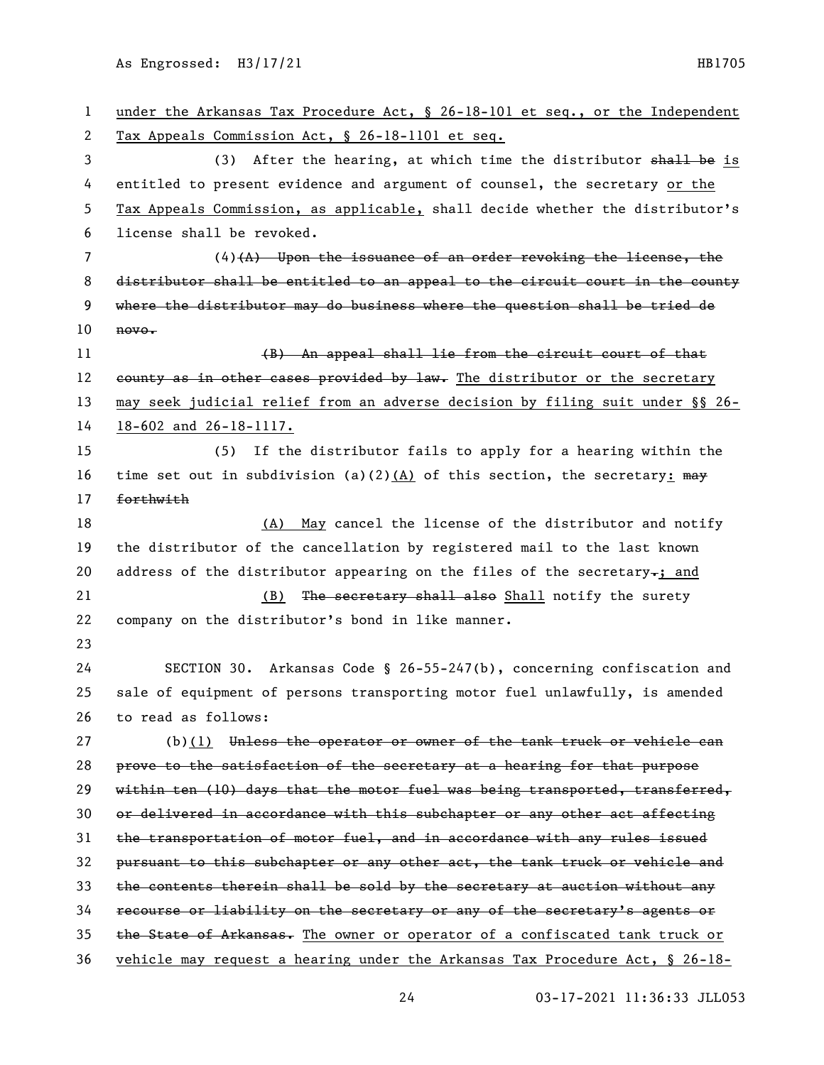under the Arkansas Tax Procedure Act, § 26-18-101 et seq., or the Independent Tax Appeals Commission Act, § 26-18-1101 et seq.

(3) After the hearing, at which time the distributor ~~shall be~~ is entitled to present evidence and argument of counsel, the secretary or the Tax Appeals Commission, as applicable, shall decide whether the distributor's license shall be revoked.

(4)~~(A) Upon the issuance of an order revoking the license, the distributor shall be entitled to an appeal to the circuit court in the county where the distributor may do business where the question shall be tried de novo.~~

~~(B) An appeal shall lie from the circuit court of that county as in other cases provided by law.~~ The distributor or the secretary may seek judicial relief from an adverse decision by filing suit under §§ 26-18-602 and 26-18-1117.

(5) If the distributor fails to apply for a hearing within the time set out in subdivision (a)(2)(A) of this section, the secretary: ~~may forthwith~~

(A) May cancel the license of the distributor and notify the distributor of the cancellation by registered mail to the last known address of the distributor appearing on the files of the secretary~~.~~; and

(B) ~~The secretary shall also~~ Shall notify the surety company on the distributor's bond in like manner.

SECTION 30. Arkansas Code § 26-55-247(b), concerning confiscation and sale of equipment of persons transporting motor fuel unlawfully, is amended to read as follows:

(b)(1) ~~Unless the operator or owner of the tank truck or vehicle can prove to the satisfaction of the secretary at a hearing for that purpose within ten (10) days that the motor fuel was being transported, transferred, or delivered in accordance with this subchapter or any other act affecting the transportation of motor fuel, and in accordance with any rules issued pursuant to this subchapter or any other act, the tank truck or vehicle and the contents therein shall be sold by the secretary at auction without any recourse or liability on the secretary or any of the secretary's agents or the State of Arkansas.~~ The owner or operator of a confiscated tank truck or vehicle may request a hearing under the Arkansas Tax Procedure Act, § 26-18-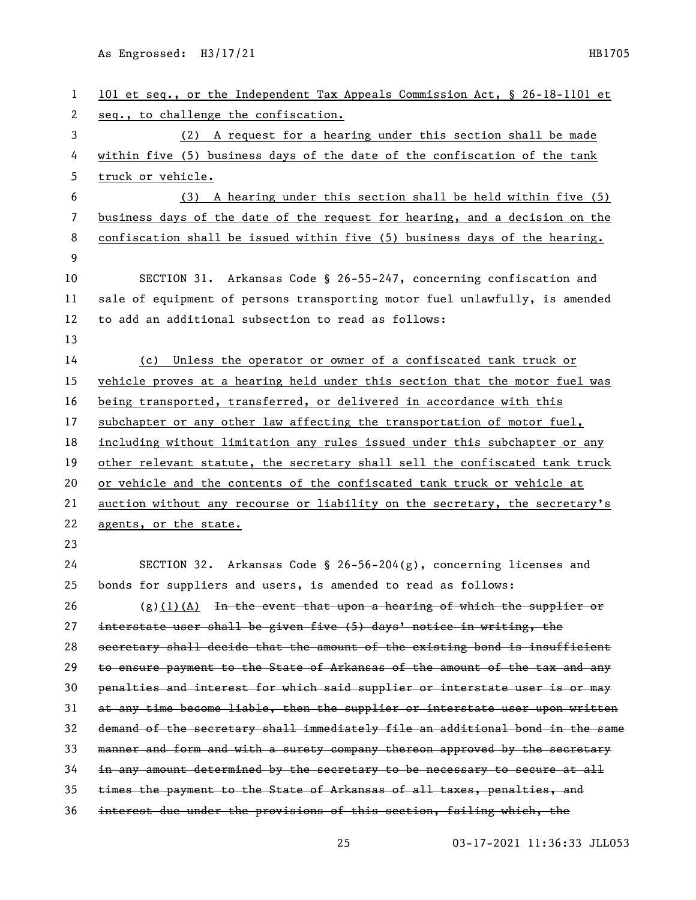101 et seq., or the Independent Tax Appeals Commission Act, § 26-18-1101 et seq., to challenge the confiscation.

(2) A request for a hearing under this section shall be made within five (5) business days of the date of the confiscation of the tank truck or vehicle.

(3) A hearing under this section shall be held within five (5) business days of the date of the request for hearing, and a decision on the confiscation shall be issued within five (5) business days of the hearing.

SECTION 31. Arkansas Code § 26-55-247, concerning confiscation and sale of equipment of persons transporting motor fuel unlawfully, is amended to add an additional subsection to read as follows:

(c) Unless the operator or owner of a confiscated tank truck or vehicle proves at a hearing held under this section that the motor fuel was being transported, transferred, or delivered in accordance with this subchapter or any other law affecting the transportation of motor fuel, including without limitation any rules issued under this subchapter or any other relevant statute, the secretary shall sell the confiscated tank truck or vehicle and the contents of the confiscated tank truck or vehicle at auction without any recourse or liability on the secretary, the secretary's agents, or the state.

SECTION 32. Arkansas Code § 26-56-204(g), concerning licenses and bonds for suppliers and users, is amended to read as follows:

(g)(1)(A) ~~In the event that upon a hearing of which the supplier or interstate user shall be given five (5) days' notice in writing, the secretary shall decide that the amount of the existing bond is insufficient to ensure payment to the State of Arkansas of the amount of the tax and any penalties and interest for which said supplier or interstate user is or may at any time become liable, then the supplier or interstate user upon written demand of the secretary shall immediately file an additional bond in the same manner and form and with a surety company thereon approved by the secretary in any amount determined by the secretary to be necessary to secure at all times the payment to the State of Arkansas of all taxes, penalties, and interest due under the provisions of this section, failing which, the~~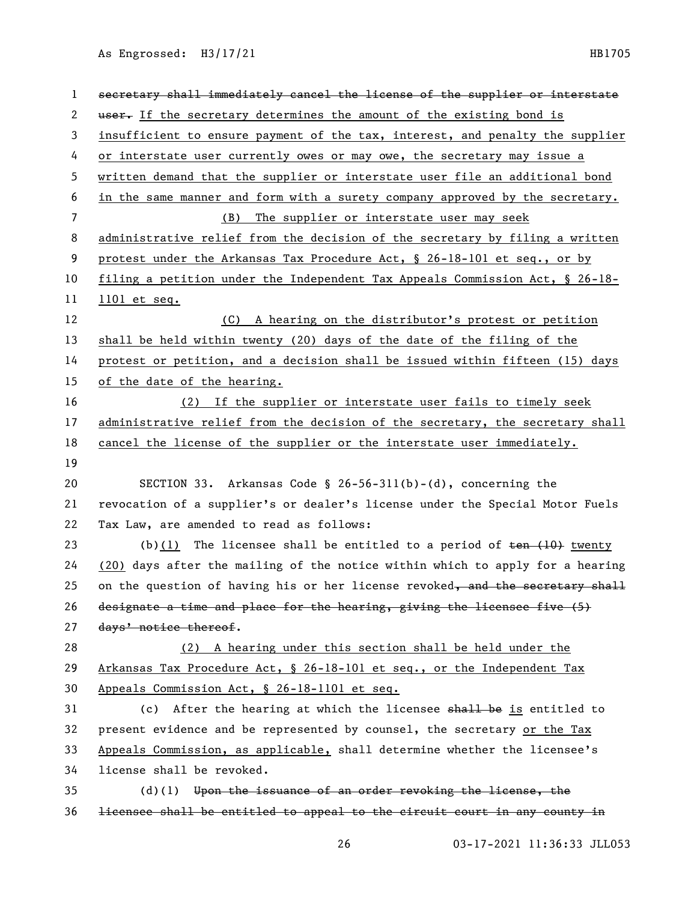~~secretary shall immediately cancel the license of the supplier or interstate user.~~ If the secretary determines the amount of the existing bond is insufficient to ensure payment of the tax, interest, and penalty the supplier or interstate user currently owes or may owe, the secretary may issue a written demand that the supplier or interstate user file an additional bond in the same manner and form with a surety company approved by the secretary.

(B) The supplier or interstate user may seek administrative relief from the decision of the secretary by filing a written protest under the Arkansas Tax Procedure Act, § 26-18-101 et seq., or by filing a petition under the Independent Tax Appeals Commission Act, § 26-18-1101 et seq.

(C) A hearing on the distributor's protest or petition shall be held within twenty (20) days of the date of the filing of the protest or petition, and a decision shall be issued within fifteen (15) days of the date of the hearing.

(2) If the supplier or interstate user fails to timely seek administrative relief from the decision of the secretary, the secretary shall cancel the license of the supplier or the interstate user immediately.

SECTION 33. Arkansas Code § 26-56-311(b)-(d), concerning the revocation of a supplier's or dealer's license under the Special Motor Fuels Tax Law, are amended to read as follows:

(b)(1) The licensee shall be entitled to a period of ~~ten (10)~~ twenty (20) days after the mailing of the notice within which to apply for a hearing on the question of having his or her license revoked~~, and the secretary shall designate a time and place for the hearing, giving the licensee five (5) days' notice thereof~~.

(2) A hearing under this section shall be held under the Arkansas Tax Procedure Act, § 26-18-101 et seq., or the Independent Tax Appeals Commission Act, § 26-18-1101 et seq.

(c) After the hearing at which the licensee ~~shall be~~ is entitled to present evidence and be represented by counsel, the secretary or the Tax Appeals Commission, as applicable, shall determine whether the licensee's license shall be revoked.

(d)(1) ~~Upon the issuance of an order revoking the license, the licensee shall be entitled to appeal to the circuit court in any county in~~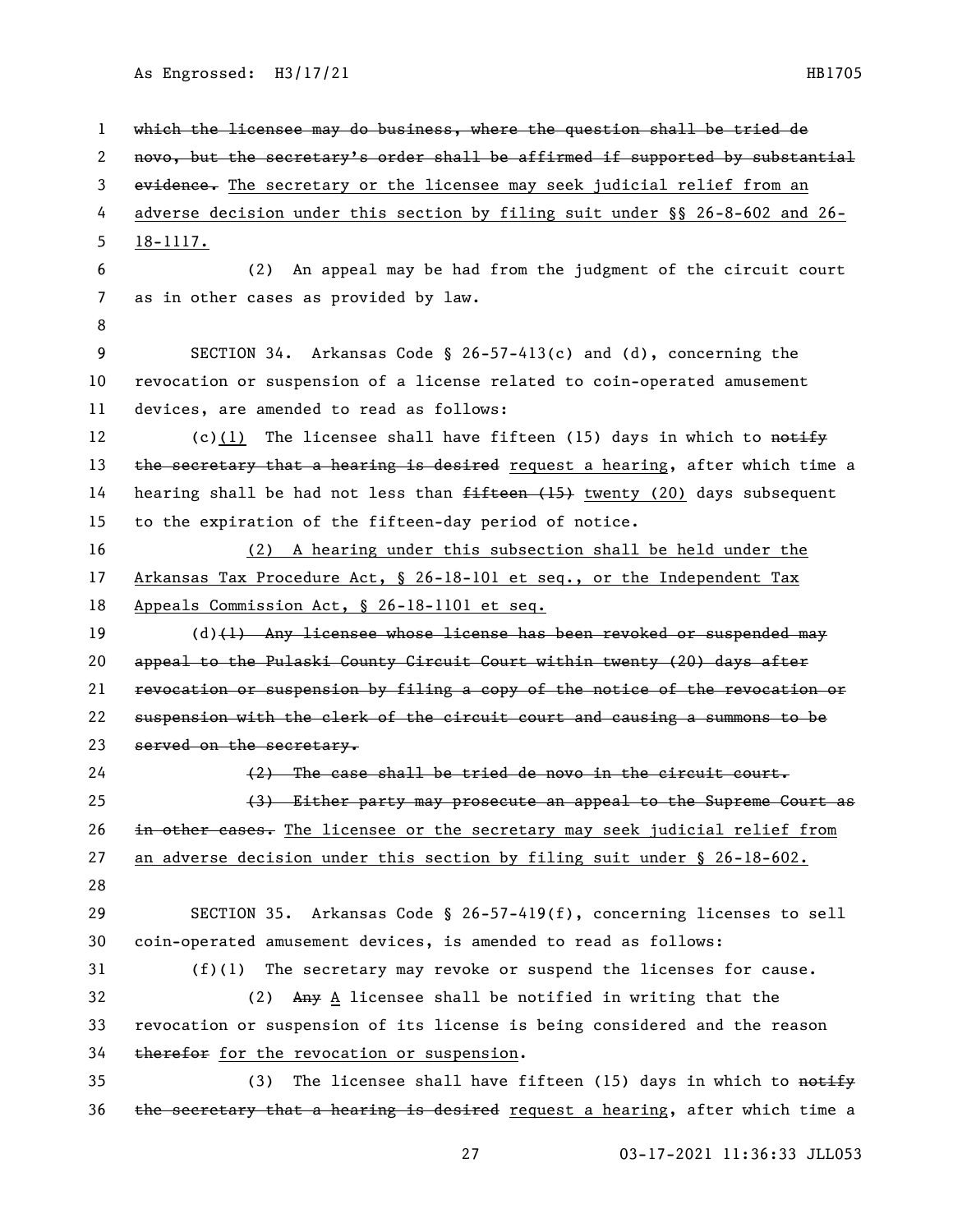~~which the licensee may do business, where the question shall be tried de novo, but the secretary's order shall be affirmed if supported by substantial evidence.~~ The secretary or the licensee may seek judicial relief from an adverse decision under this section by filing suit under §§ 26-8-602 and 26-18-1117.

(2) An appeal may be had from the judgment of the circuit court as in other cases as provided by law.

SECTION 34. Arkansas Code § 26-57-413(c) and (d), concerning the revocation or suspension of a license related to coin-operated amusement devices, are amended to read as follows:

(c)(1) The licensee shall have fifteen (15) days in which to ~~notify the secretary that a hearing is desired~~ request a hearing, after which time a hearing shall be had not less than ~~fifteen (15)~~ twenty (20) days subsequent to the expiration of the fifteen-day period of notice.

(2) A hearing under this subsection shall be held under the Arkansas Tax Procedure Act, § 26-18-101 et seq., or the Independent Tax Appeals Commission Act, § 26-18-1101 et seq.

(d)~~(1) Any licensee whose license has been revoked or suspended may appeal to the Pulaski County Circuit Court within twenty (20) days after revocation or suspension by filing a copy of the notice of the revocation or suspension with the clerk of the circuit court and causing a summons to be served on the secretary.~~

~~(2) The case shall be tried de novo in the circuit court.~~

~~(3) Either party may prosecute an appeal to the Supreme Court as in other cases.~~ The licensee or the secretary may seek judicial relief from an adverse decision under this section by filing suit under § 26-18-602.

SECTION 35. Arkansas Code § 26-57-419(f), concerning licenses to sell coin-operated amusement devices, is amended to read as follows:

(f)(1) The secretary may revoke or suspend the licenses for cause.

(2) ~~Any~~ A licensee shall be notified in writing that the revocation or suspension of its license is being considered and the reason ~~therefor~~ for the revocation or suspension.

(3) The licensee shall have fifteen (15) days in which to ~~notify the secretary that a hearing is desired~~ request a hearing, after which time a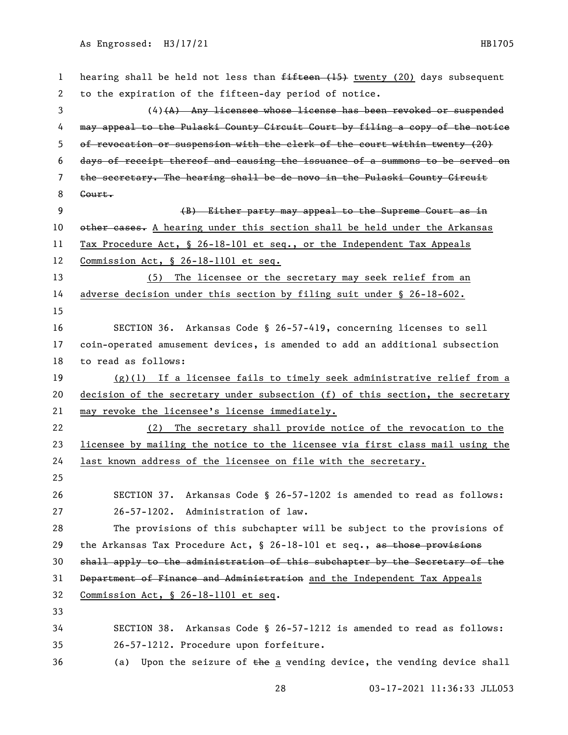hearing shall be held not less than ~~fifteen (15)~~ twenty (20) days subsequent to the expiration of the fifteen-day period of notice.

(4)~~(A) Any licensee whose license has been revoked or suspended may appeal to the Pulaski County Circuit Court by filing a copy of the notice of revocation or suspension with the clerk of the court within twenty (20) days of receipt thereof and causing the issuance of a summons to be served on the secretary. The hearing shall be de novo in the Pulaski County Circuit Court.~~

~~(B) Either party may appeal to the Supreme Court as in other cases.~~ A hearing under this section shall be held under the Arkansas Tax Procedure Act, § 26-18-101 et seq., or the Independent Tax Appeals Commission Act, § 26-18-1101 et seq.

(5) The licensee or the secretary may seek relief from an adverse decision under this section by filing suit under § 26-18-602.

SECTION 36. Arkansas Code § 26-57-419, concerning licenses to sell coin-operated amusement devices, is amended to add an additional subsection to read as follows:

(g)(1) If a licensee fails to timely seek administrative relief from a decision of the secretary under subsection (f) of this section, the secretary may revoke the licensee's license immediately.

(2) The secretary shall provide notice of the revocation to the licensee by mailing the notice to the licensee via first class mail using the last known address of the licensee on file with the secretary.

SECTION 37. Arkansas Code § 26-57-1202 is amended to read as follows:

26-57-1202. Administration of law.

The provisions of this subchapter will be subject to the provisions of the Arkansas Tax Procedure Act, § 26-18-101 et seq., ~~as those provisions shall apply to the administration of this subchapter by the Secretary of the Department of Finance and Administration~~ and the Independent Tax Appeals Commission Act, § 26-18-1101 et seq.

SECTION 38. Arkansas Code § 26-57-1212 is amended to read as follows:

26-57-1212. Procedure upon forfeiture.

(a) Upon the seizure of ~~the~~ a vending device, the vending device shall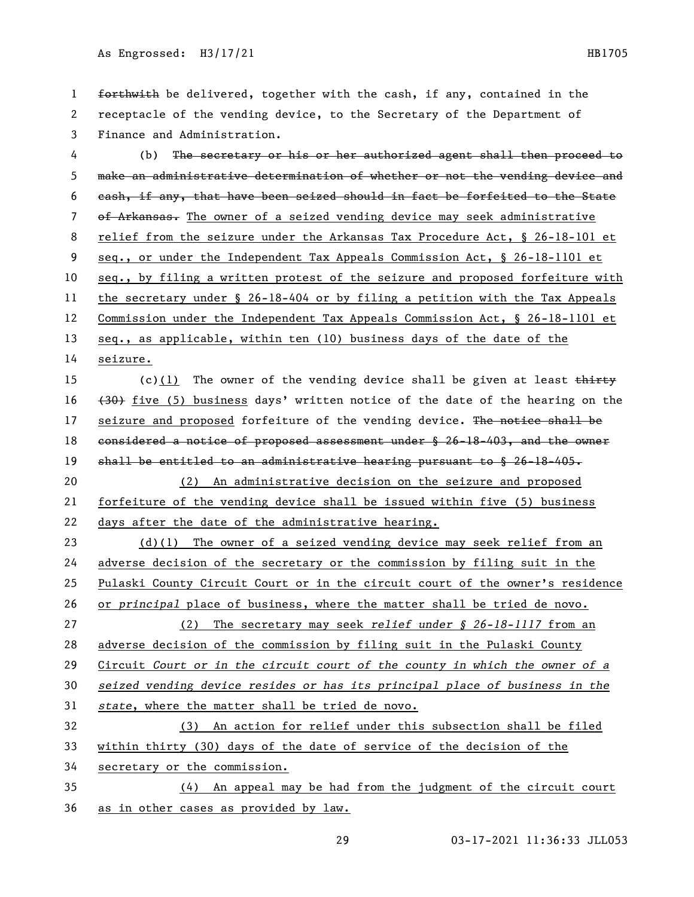~~forthwith~~ be delivered, together with the cash, if any, contained in the receptacle of the vending device, to the Secretary of the Department of Finance and Administration.

(b) ~~The secretary or his or her authorized agent shall then proceed to make an administrative determination of whether or not the vending device and cash, if any, that have been seized should in fact be forfeited to the State of Arkansas.~~ The owner of a seized vending device may seek administrative relief from the seizure under the Arkansas Tax Procedure Act, § 26-18-101 et seq., or under the Independent Tax Appeals Commission Act, § 26-18-1101 et seq., by filing a written protest of the seizure and proposed forfeiture with the secretary under § 26-18-404 or by filing a petition with the Tax Appeals Commission under the Independent Tax Appeals Commission Act, § 26-18-1101 et seq., as applicable, within ten (10) business days of the date of the seizure.

(c)(1) The owner of the vending device shall be given at least ~~thirty (30)~~ five (5) business days' written notice of the date of the hearing on the seizure and proposed forfeiture of the vending device. ~~The notice shall be considered a notice of proposed assessment under § 26-18-403, and the owner shall be entitled to an administrative hearing pursuant to § 26-18-405.~~

(2) An administrative decision on the seizure and proposed forfeiture of the vending device shall be issued within five (5) business days after the date of the administrative hearing.

(d)(1) The owner of a seized vending device may seek relief from an adverse decision of the secretary or the commission by filing suit in the Pulaski County Circuit Court or in the circuit court of the owner's residence or *principal* place of business, where the matter shall be tried de novo.

(2) The secretary may seek *relief under § 26-18-1117* from an adverse decision of the commission by filing suit in the Pulaski County Circuit *Court or in the circuit court of the county in which the owner of a seized vending device resides or has its principal place of business in the state*, where the matter shall be tried de novo.

(3) An action for relief under this subsection shall be filed within thirty (30) days of the date of service of the decision of the secretary or the commission.

(4) An appeal may be had from the judgment of the circuit court as in other cases as provided by law.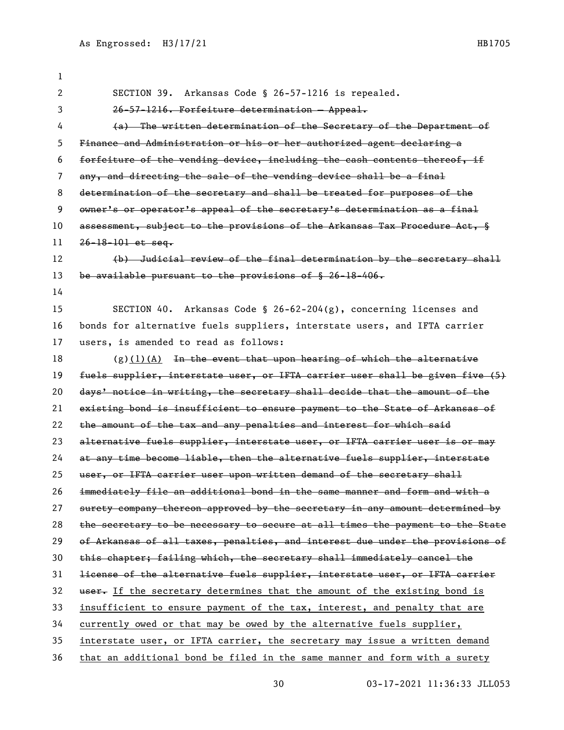SECTION 39. Arkansas Code § 26-57-1216 is repealed.

~~26-57-1216. Forfeiture determination — Appeal.~~

~~(a) The written determination of the Secretary of the Department of Finance and Administration or his or her authorized agent declaring a forfeiture of the vending device, including the cash contents thereof, if any, and directing the sale of the vending device shall be a final determination of the secretary and shall be treated for purposes of the owner's or operator's appeal of the secretary's determination as a final assessment, subject to the provisions of the Arkansas Tax Procedure Act, § 26-18-101 et seq.~~

~~(b) Judicial review of the final determination by the secretary shall be available pursuant to the provisions of § 26-18-406.~~

SECTION 40. Arkansas Code § 26-62-204(g), concerning licenses and bonds for alternative fuels suppliers, interstate users, and IFTA carrier users, is amended to read as follows:

(g)<u>(1)(A)</u> ~~In the event that upon hearing of which the alternative fuels supplier, interstate user, or IFTA carrier user shall be given five (5) days' notice in writing, the secretary shall decide that the amount of the existing bond is insufficient to ensure payment to the State of Arkansas of the amount of the tax and any penalties and interest for which said alternative fuels supplier, interstate user, or IFTA carrier user is or may at any time become liable, then the alternative fuels supplier, interstate user, or IFTA carrier user upon written demand of the secretary shall immediately file an additional bond in the same manner and form and with a surety company thereon approved by the secretary in any amount determined by the secretary to be necessary to secure at all times the payment to the State of Arkansas of all taxes, penalties, and interest due under the provisions of this chapter; failing which, the secretary shall immediately cancel the license of the alternative fuels supplier, interstate user, or IFTA carrier user.~~ <u>If the secretary determines that the amount of the existing bond is insufficient to ensure payment of the tax, interest, and penalty that are currently owed or that may be owed by the alternative fuels supplier, interstate user, or IFTA carrier, the secretary may issue a written demand that an additional bond be filed in the same manner and form with a surety</u>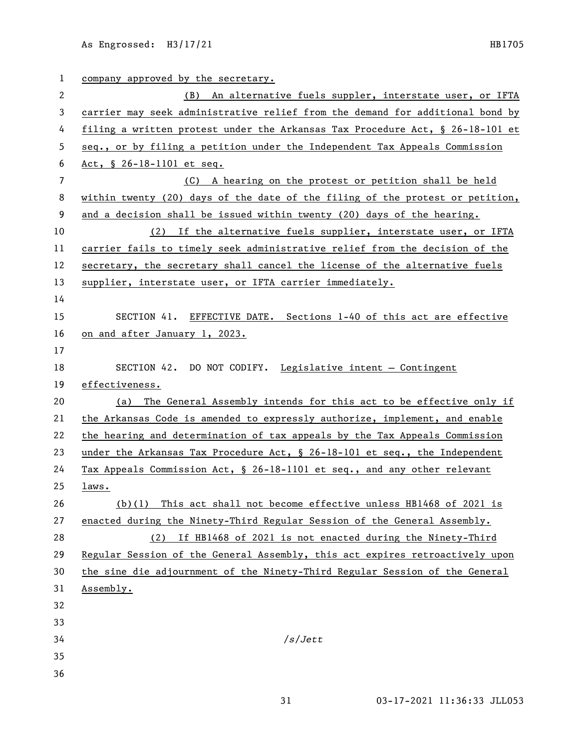company approved by the secretary.

(B) An alternative fuels suppler, interstate user, or IFTA carrier may seek administrative relief from the demand for additional bond by filing a written protest under the Arkansas Tax Procedure Act, § 26-18-101 et seq., or by filing a petition under the Independent Tax Appeals Commission Act, § 26-18-1101 et seq.

(C) A hearing on the protest or petition shall be held within twenty (20) days of the date of the filing of the protest or petition, and a decision shall be issued within twenty (20) days of the hearing.

(2) If the alternative fuels supplier, interstate user, or IFTA carrier fails to timely seek administrative relief from the decision of the secretary, the secretary shall cancel the license of the alternative fuels supplier, interstate user, or IFTA carrier immediately.

SECTION 41. EFFECTIVE DATE. Sections 1-40 of this act are effective on and after January 1, 2023.

SECTION 42. DO NOT CODIFY. Legislative intent – Contingent effectiveness.

(a) The General Assembly intends for this act to be effective only if the Arkansas Code is amended to expressly authorize, implement, and enable the hearing and determination of tax appeals by the Tax Appeals Commission under the Arkansas Tax Procedure Act, § 26-18-101 et seq., the Independent Tax Appeals Commission Act, § 26-18-1101 et seq., and any other relevant laws.

(b)(1) This act shall not become effective unless HB1468 of 2021 is enacted during the Ninety-Third Regular Session of the General Assembly.

(2) If HB1468 of 2021 is not enacted during the Ninety-Third Regular Session of the General Assembly, this act expires retroactively upon the sine die adjournment of the Ninety-Third Regular Session of the General Assembly.

*/s/Jett*